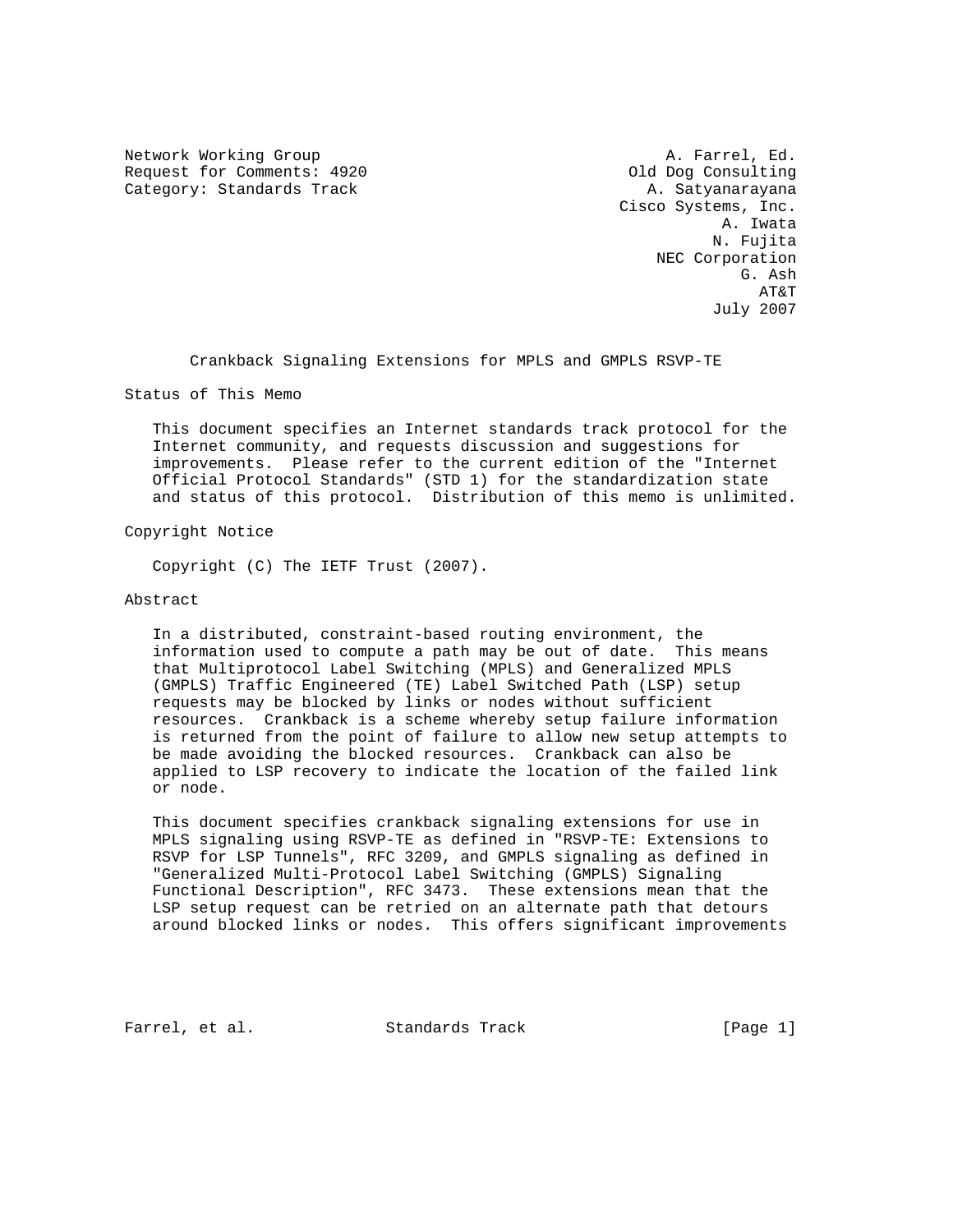Network Working Group A. Farrel, Ed.
Request for Comments: 4920 Old Dog Consulting
Category: Standards Track A. Satyanarayana
Cisco Systems, Inc.
A. Iwata
N. Fujita
NEC Corporation
G. Ash
AT&T
July 2007

# Crankback Signaling Extensions for MPLS and GMPLS RSVP-TE

## Status of This Memo

This document specifies an Internet standards track protocol for the Internet community, and requests discussion and suggestions for improvements. Please refer to the current edition of the "Internet Official Protocol Standards" (STD 1) for the standardization state and status of this protocol. Distribution of this memo is unlimited.

## Copyright Notice

Copyright (C) The IETF Trust (2007).

## Abstract

In a distributed, constraint-based routing environment, the information used to compute a path may be out of date. This means that Multiprotocol Label Switching (MPLS) and Generalized MPLS (GMPLS) Traffic Engineered (TE) Label Switched Path (LSP) setup requests may be blocked by links or nodes without sufficient resources. Crankback is a scheme whereby setup failure information is returned from the point of failure to allow new setup attempts to be made avoiding the blocked resources. Crankback can also be applied to LSP recovery to indicate the location of the failed link or node.

This document specifies crankback signaling extensions for use in MPLS signaling using RSVP-TE as defined in "RSVP-TE: Extensions to RSVP for LSP Tunnels", RFC 3209, and GMPLS signaling as defined in "Generalized Multi-Protocol Label Switching (GMPLS) Signaling Functional Description", RFC 3473. These extensions mean that the LSP setup request can be retried on an alternate path that detours around blocked links or nodes. This offers significant improvements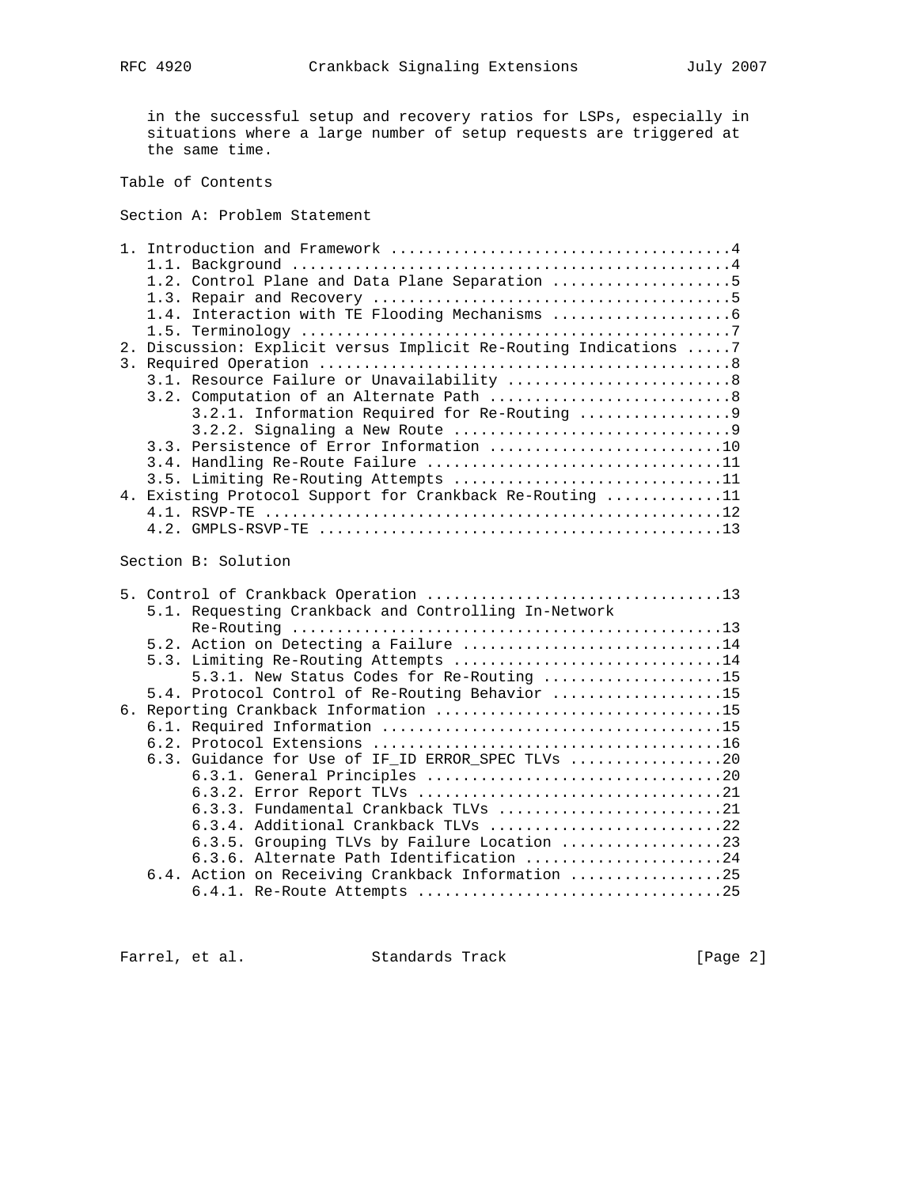in the successful setup and recovery ratios for LSPs, especially in situations where a large number of setup requests are triggered at the same time.

## Table of Contents

Section A: Problem Statement

```
1. Introduction and Framework ......................................4
   1.1. Background .................................................4
   1.2. Control Plane and Data Plane Separation ....................5
   1.3. Repair and Recovery ........................................5
   1.4. Interaction with TE Flooding Mechanisms ....................6
   1.5. Terminology ................................................7
2. Discussion: Explicit versus Implicit Re-Routing Indications .....7
3. Required Operation ..............................................8
   3.1. Resource Failure or Unavailability .........................8
   3.2. Computation of an Alternate Path ...........................8
        3.2.1. Information Required for Re-Routing .................9
        3.2.2. Signaling a New Route ...............................9
   3.3. Persistence of Error Information ..........................10
   3.4. Handling Re-Route Failure .................................11
   3.5. Limiting Re-Routing Attempts ..............................11
4. Existing Protocol Support for Crankback Re-Routing .............11
   4.1. RSVP-TE ...................................................12
   4.2. GMPLS-RSVP-TE .............................................13
```

Section B: Solution

```
5. Control of Crankback Operation .................................13
   5.1. Requesting Crankback and Controlling In-Network
        Re-Routing ................................................13
   5.2. Action on Detecting a Failure .............................14
   5.3. Limiting Re-Routing Attempts ..............................14
        5.3.1. New Status Codes for Re-Routing ....................15
   5.4. Protocol Control of Re-Routing Behavior ...................15
6. Reporting Crankback Information ................................15
   6.1. Required Information ......................................15
   6.2. Protocol Extensions .......................................16
   6.3. Guidance for Use of IF_ID ERROR_SPEC TLVs .................20
        6.3.1. General Principles .................................20
        6.3.2. Error Report TLVs ..................................21
        6.3.3. Fundamental Crankback TLVs .........................21
        6.3.4. Additional Crankback TLVs ..........................22
        6.3.5. Grouping TLVs by Failure Location ..................23
        6.3.6. Alternate Path Identification ......................24
   6.4. Action on Receiving Crankback Information .................25
        6.4.1. Re-Route Attempts ..................................25
```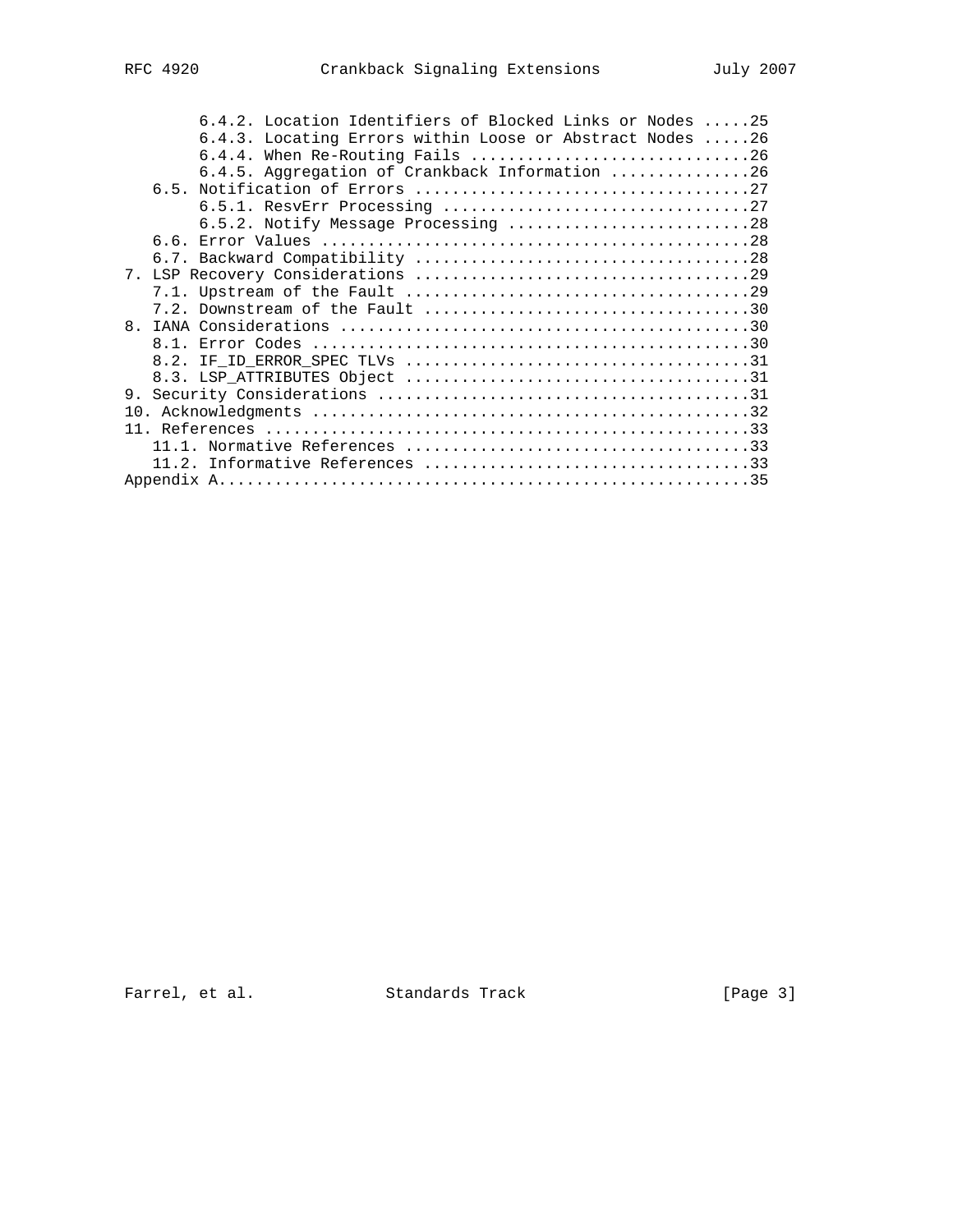```
         6.4.2. Location Identifiers of Blocked Links or Nodes .....25
         6.4.3. Locating Errors within Loose or Abstract Nodes .....26
         6.4.4. When Re-Routing Fails ..............................26
         6.4.5. Aggregation of Crankback Information ...............26
    6.5. Notification of Errors ....................................27
         6.5.1. ResvErr Processing .................................27
         6.5.2. Notify Message Processing ..........................28
    6.6. Error Values ..............................................28
    6.7. Backward Compatibility ....................................28
 7. LSP Recovery Considerations ....................................29
    7.1. Upstream of the Fault .....................................29
    7.2. Downstream of the Fault ...................................30
 8. IANA Considerations ............................................30
    8.1. Error Codes ...............................................30
    8.2. IF_ID_ERROR_SPEC TLVs .....................................31
    8.3. LSP_ATTRIBUTES Object .....................................31
 9. Security Considerations ........................................31
 10. Acknowledgments ...............................................32
 11. References ....................................................33
    11.1. Normative References .....................................33
    11.2. Informative References ...................................33
 Appendix A.........................................................35
```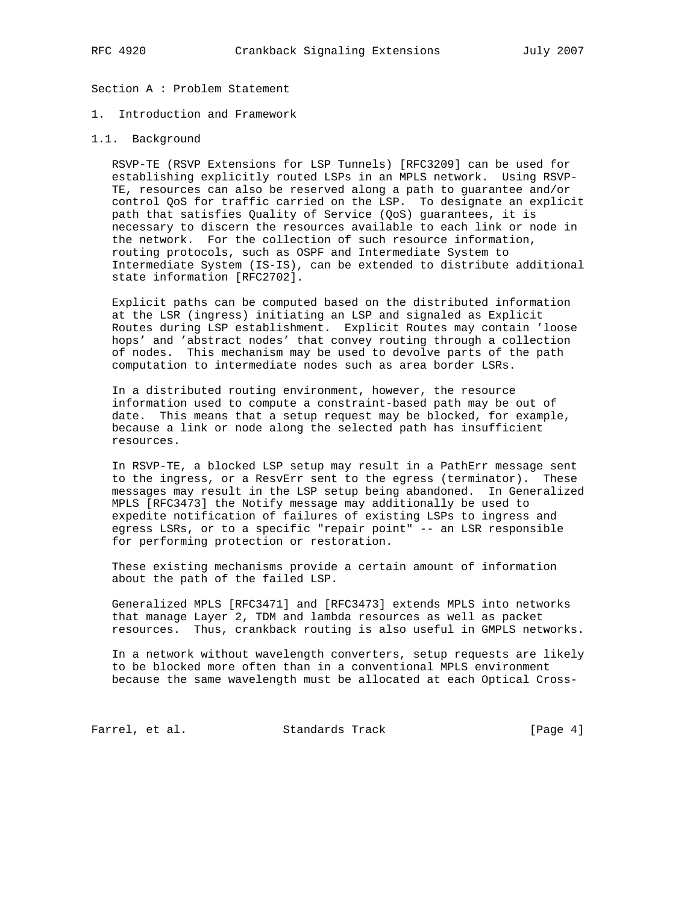Section A : Problem Statement

# 1. Introduction and Framework

## 1.1. Background

RSVP-TE (RSVP Extensions for LSP Tunnels) [RFC3209] can be used for establishing explicitly routed LSPs in an MPLS network. Using RSVP-TE, resources can also be reserved along a path to guarantee and/or control QoS for traffic carried on the LSP. To designate an explicit path that satisfies Quality of Service (QoS) guarantees, it is necessary to discern the resources available to each link or node in the network. For the collection of such resource information, routing protocols, such as OSPF and Intermediate System to Intermediate System (IS-IS), can be extended to distribute additional state information [RFC2702].

Explicit paths can be computed based on the distributed information at the LSR (ingress) initiating an LSP and signaled as Explicit Routes during LSP establishment. Explicit Routes may contain 'loose hops' and 'abstract nodes' that convey routing through a collection of nodes. This mechanism may be used to devolve parts of the path computation to intermediate nodes such as area border LSRs.

In a distributed routing environment, however, the resource information used to compute a constraint-based path may be out of date. This means that a setup request may be blocked, for example, because a link or node along the selected path has insufficient resources.

In RSVP-TE, a blocked LSP setup may result in a PathErr message sent to the ingress, or a ResvErr sent to the egress (terminator). These messages may result in the LSP setup being abandoned. In Generalized MPLS [RFC3473] the Notify message may additionally be used to expedite notification of failures of existing LSPs to ingress and egress LSRs, or to a specific "repair point" -- an LSR responsible for performing protection or restoration.

These existing mechanisms provide a certain amount of information about the path of the failed LSP.

Generalized MPLS [RFC3471] and [RFC3473] extends MPLS into networks that manage Layer 2, TDM and lambda resources as well as packet resources. Thus, crankback routing is also useful in GMPLS networks.

In a network without wavelength converters, setup requests are likely to be blocked more often than in a conventional MPLS environment because the same wavelength must be allocated at each Optical Cross-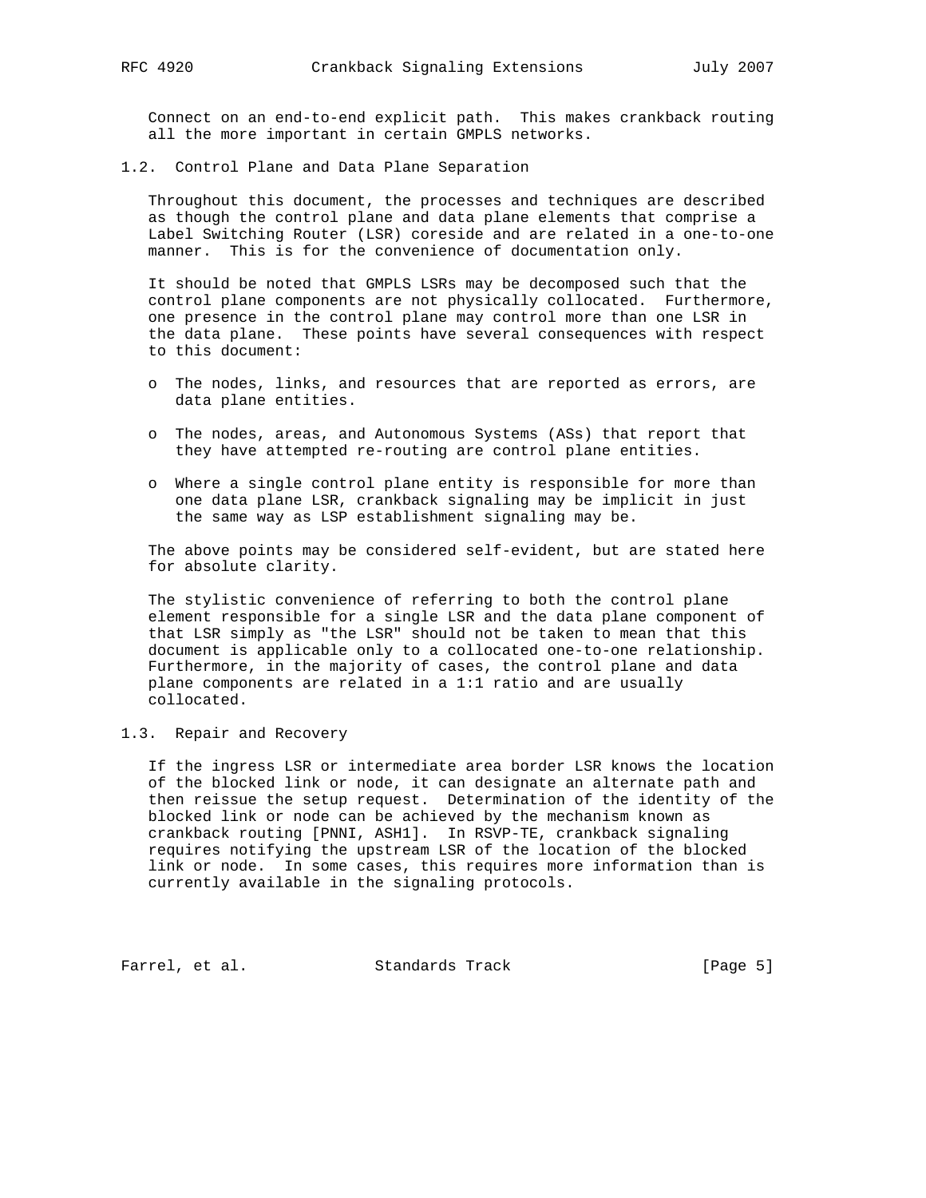Connect on an end-to-end explicit path. This makes crankback routing all the more important in certain GMPLS networks.

### 1.2. Control Plane and Data Plane Separation

Throughout this document, the processes and techniques are described as though the control plane and data plane elements that comprise a Label Switching Router (LSR) coreside and are related in a one-to-one manner. This is for the convenience of documentation only.

It should be noted that GMPLS LSRs may be decomposed such that the control plane components are not physically collocated. Furthermore, one presence in the control plane may control more than one LSR in the data plane. These points have several consequences with respect to this document:

- The nodes, links, and resources that are reported as errors, are data plane entities.
- The nodes, areas, and Autonomous Systems (ASs) that report that they have attempted re-routing are control plane entities.
- Where a single control plane entity is responsible for more than one data plane LSR, crankback signaling may be implicit in just the same way as LSP establishment signaling may be.

The above points may be considered self-evident, but are stated here for absolute clarity.

The stylistic convenience of referring to both the control plane element responsible for a single LSR and the data plane component of that LSR simply as "the LSR" should not be taken to mean that this document is applicable only to a collocated one-to-one relationship. Furthermore, in the majority of cases, the control plane and data plane components are related in a 1:1 ratio and are usually collocated.

### 1.3. Repair and Recovery

If the ingress LSR or intermediate area border LSR knows the location of the blocked link or node, it can designate an alternate path and then reissue the setup request. Determination of the identity of the blocked link or node can be achieved by the mechanism known as crankback routing [PNNI, ASH1]. In RSVP-TE, crankback signaling requires notifying the upstream LSR of the location of the blocked link or node. In some cases, this requires more information than is currently available in the signaling protocols.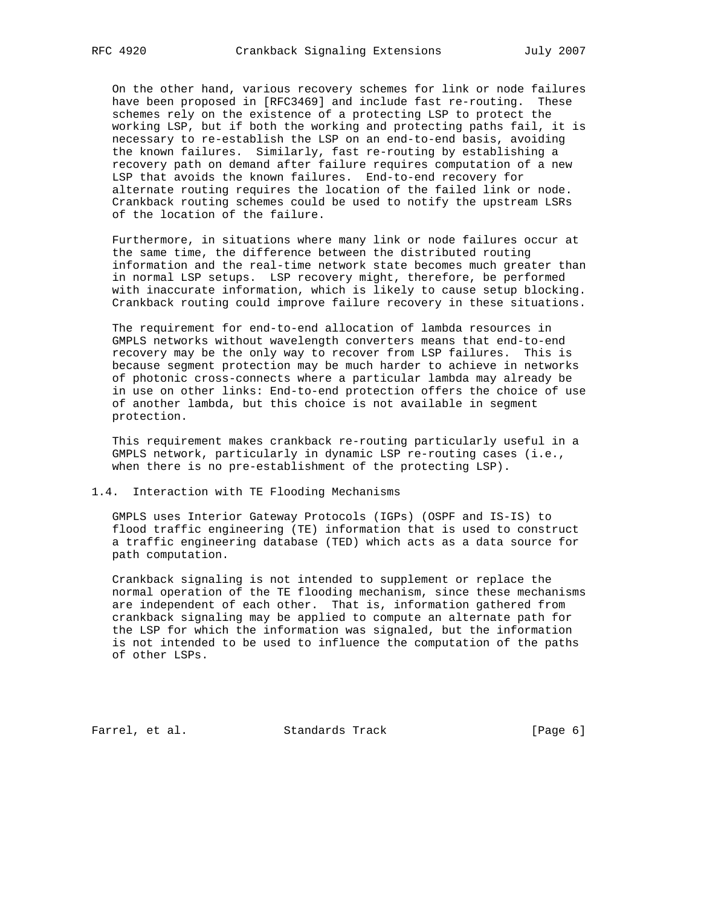On the other hand, various recovery schemes for link or node failures have been proposed in [RFC3469] and include fast re-routing. These schemes rely on the existence of a protecting LSP to protect the working LSP, but if both the working and protecting paths fail, it is necessary to re-establish the LSP on an end-to-end basis, avoiding the known failures. Similarly, fast re-routing by establishing a recovery path on demand after failure requires computation of a new LSP that avoids the known failures. End-to-end recovery for alternate routing requires the location of the failed link or node. Crankback routing schemes could be used to notify the upstream LSRs of the location of the failure.

Furthermore, in situations where many link or node failures occur at the same time, the difference between the distributed routing information and the real-time network state becomes much greater than in normal LSP setups. LSP recovery might, therefore, be performed with inaccurate information, which is likely to cause setup blocking. Crankback routing could improve failure recovery in these situations.

The requirement for end-to-end allocation of lambda resources in GMPLS networks without wavelength converters means that end-to-end recovery may be the only way to recover from LSP failures. This is because segment protection may be much harder to achieve in networks of photonic cross-connects where a particular lambda may already be in use on other links: End-to-end protection offers the choice of use of another lambda, but this choice is not available in segment protection.

This requirement makes crankback re-routing particularly useful in a GMPLS network, particularly in dynamic LSP re-routing cases (i.e., when there is no pre-establishment of the protecting LSP).

### 1.4. Interaction with TE Flooding Mechanisms

GMPLS uses Interior Gateway Protocols (IGPs) (OSPF and IS-IS) to flood traffic engineering (TE) information that is used to construct a traffic engineering database (TED) which acts as a data source for path computation.

Crankback signaling is not intended to supplement or replace the normal operation of the TE flooding mechanism, since these mechanisms are independent of each other. That is, information gathered from crankback signaling may be applied to compute an alternate path for the LSP for which the information was signaled, but the information is not intended to be used to influence the computation of the paths of other LSPs.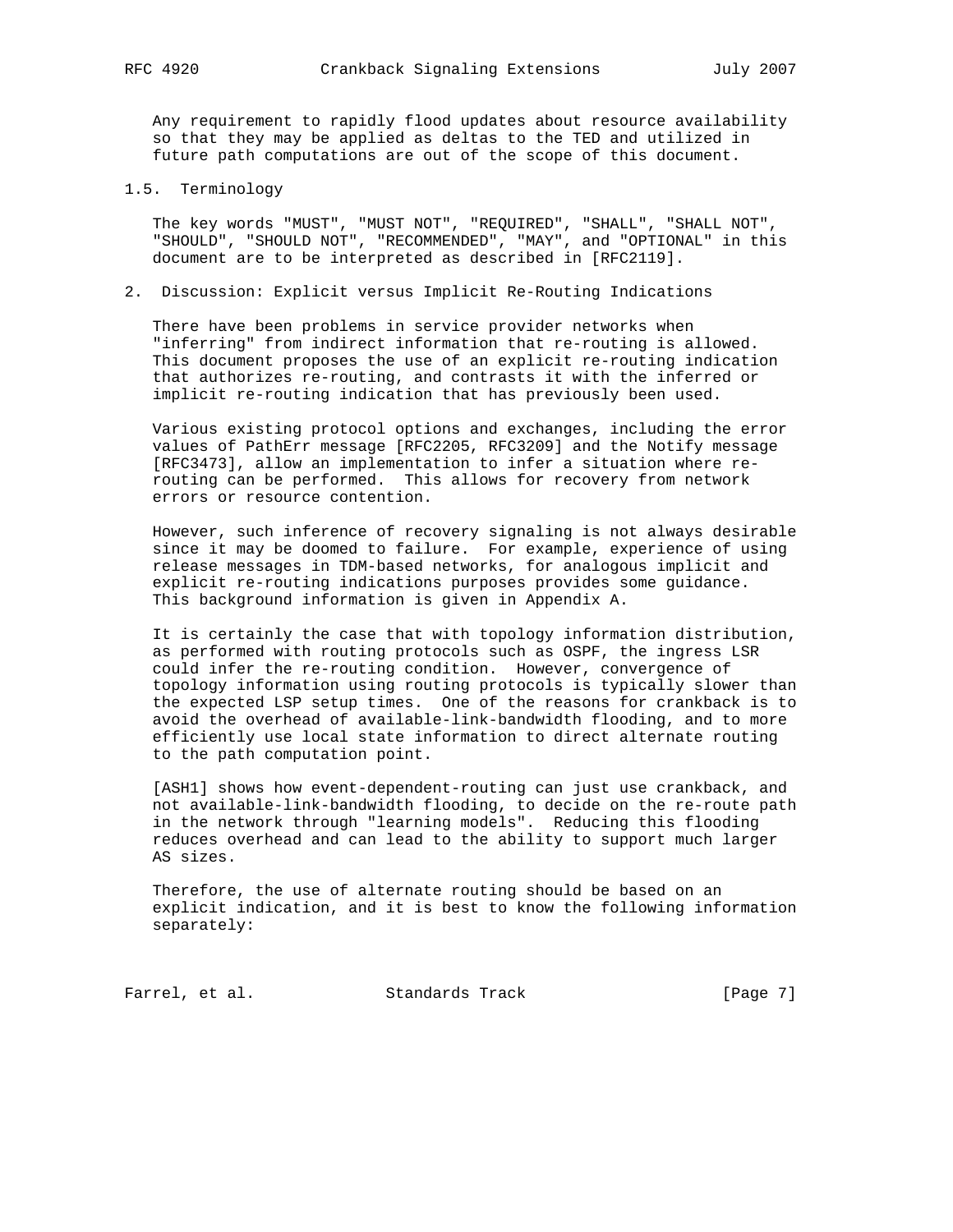Any requirement to rapidly flood updates about resource availability so that they may be applied as deltas to the TED and utilized in future path computations are out of the scope of this document.

### 1.5. Terminology

The key words "MUST", "MUST NOT", "REQUIRED", "SHALL", "SHALL NOT", "SHOULD", "SHOULD NOT", "RECOMMENDED", "MAY", and "OPTIONAL" in this document are to be interpreted as described in [RFC2119].

## 2. Discussion: Explicit versus Implicit Re-Routing Indications

There have been problems in service provider networks when "inferring" from indirect information that re-routing is allowed. This document proposes the use of an explicit re-routing indication that authorizes re-routing, and contrasts it with the inferred or implicit re-routing indication that has previously been used.

Various existing protocol options and exchanges, including the error values of PathErr message [RFC2205, RFC3209] and the Notify message [RFC3473], allow an implementation to infer a situation where re-routing can be performed. This allows for recovery from network errors or resource contention.

However, such inference of recovery signaling is not always desirable since it may be doomed to failure. For example, experience of using release messages in TDM-based networks, for analogous implicit and explicit re-routing indications purposes provides some guidance. This background information is given in Appendix A.

It is certainly the case that with topology information distribution, as performed with routing protocols such as OSPF, the ingress LSR could infer the re-routing condition. However, convergence of topology information using routing protocols is typically slower than the expected LSP setup times. One of the reasons for crankback is to avoid the overhead of available-link-bandwidth flooding, and to more efficiently use local state information to direct alternate routing to the path computation point.

[ASH1] shows how event-dependent-routing can just use crankback, and not available-link-bandwidth flooding, to decide on the re-route path in the network through "learning models". Reducing this flooding reduces overhead and can lead to the ability to support much larger AS sizes.

Therefore, the use of alternate routing should be based on an explicit indication, and it is best to know the following information separately: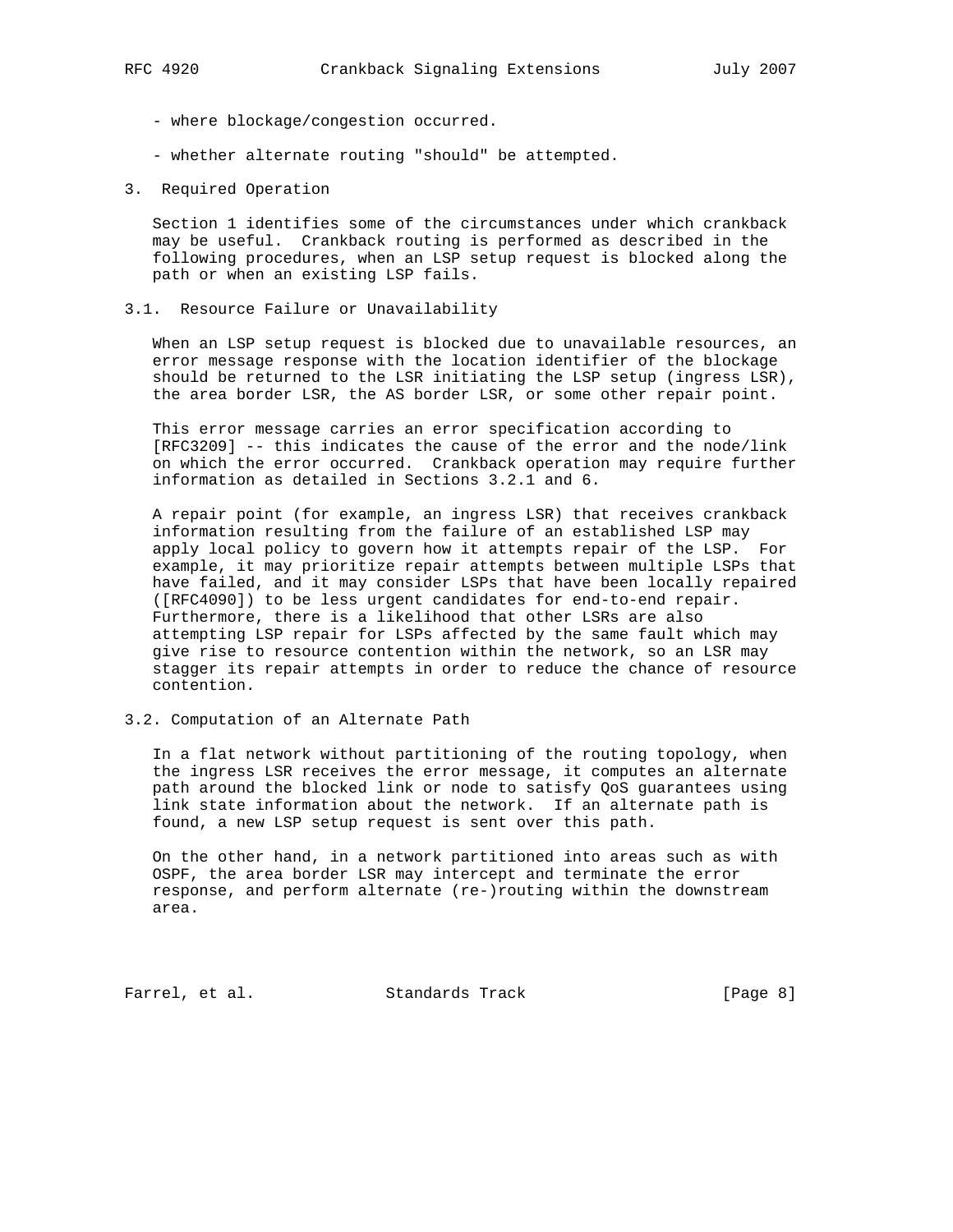- where blockage/congestion occurred.

- whether alternate routing "should" be attempted.

## 3. Required Operation

Section 1 identifies some of the circumstances under which crankback may be useful. Crankback routing is performed as described in the following procedures, when an LSP setup request is blocked along the path or when an existing LSP fails.

### 3.1. Resource Failure or Unavailability

When an LSP setup request is blocked due to unavailable resources, an error message response with the location identifier of the blockage should be returned to the LSR initiating the LSP setup (ingress LSR), the area border LSR, the AS border LSR, or some other repair point.

This error message carries an error specification according to [RFC3209] -- this indicates the cause of the error and the node/link on which the error occurred. Crankback operation may require further information as detailed in Sections 3.2.1 and 6.

A repair point (for example, an ingress LSR) that receives crankback information resulting from the failure of an established LSP may apply local policy to govern how it attempts repair of the LSP. For example, it may prioritize repair attempts between multiple LSPs that have failed, and it may consider LSPs that have been locally repaired ([RFC4090]) to be less urgent candidates for end-to-end repair. Furthermore, there is a likelihood that other LSRs are also attempting LSP repair for LSPs affected by the same fault which may give rise to resource contention within the network, so an LSR may stagger its repair attempts in order to reduce the chance of resource contention.

### 3.2. Computation of an Alternate Path

In a flat network without partitioning of the routing topology, when the ingress LSR receives the error message, it computes an alternate path around the blocked link or node to satisfy QoS guarantees using link state information about the network. If an alternate path is found, a new LSP setup request is sent over this path.

On the other hand, in a network partitioned into areas such as with OSPF, the area border LSR may intercept and terminate the error response, and perform alternate (re-)routing within the downstream area.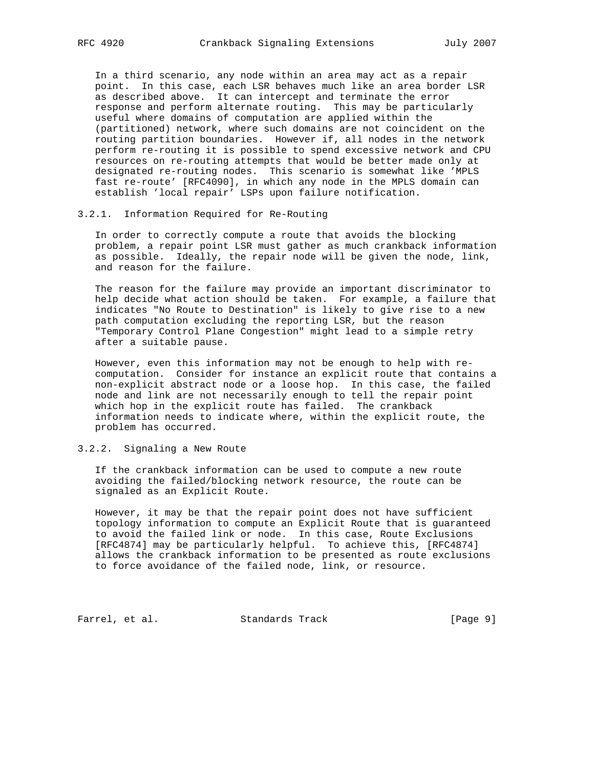In a third scenario, any node within an area may act as a repair point. In this case, each LSR behaves much like an area border LSR as described above. It can intercept and terminate the error response and perform alternate routing. This may be particularly useful where domains of computation are applied within the (partitioned) network, where such domains are not coincident on the routing partition boundaries. However if, all nodes in the network perform re-routing it is possible to spend excessive network and CPU resources on re-routing attempts that would be better made only at designated re-routing nodes. This scenario is somewhat like 'MPLS fast re-route' [RFC4090], in which any node in the MPLS domain can establish 'local repair' LSPs upon failure notification.

### 3.2.1. Information Required for Re-Routing

In order to correctly compute a route that avoids the blocking problem, a repair point LSR must gather as much crankback information as possible. Ideally, the repair node will be given the node, link, and reason for the failure.

The reason for the failure may provide an important discriminator to help decide what action should be taken. For example, a failure that indicates "No Route to Destination" is likely to give rise to a new path computation excluding the reporting LSR, but the reason "Temporary Control Plane Congestion" might lead to a simple retry after a suitable pause.

However, even this information may not be enough to help with re-computation. Consider for instance an explicit route that contains a non-explicit abstract node or a loose hop. In this case, the failed node and link are not necessarily enough to tell the repair point which hop in the explicit route has failed. The crankback information needs to indicate where, within the explicit route, the problem has occurred.

### 3.2.2. Signaling a New Route

If the crankback information can be used to compute a new route avoiding the failed/blocking network resource, the route can be signaled as an Explicit Route.

However, it may be that the repair point does not have sufficient topology information to compute an Explicit Route that is guaranteed to avoid the failed link or node. In this case, Route Exclusions [RFC4874] may be particularly helpful. To achieve this, [RFC4874] allows the crankback information to be presented as route exclusions to force avoidance of the failed node, link, or resource.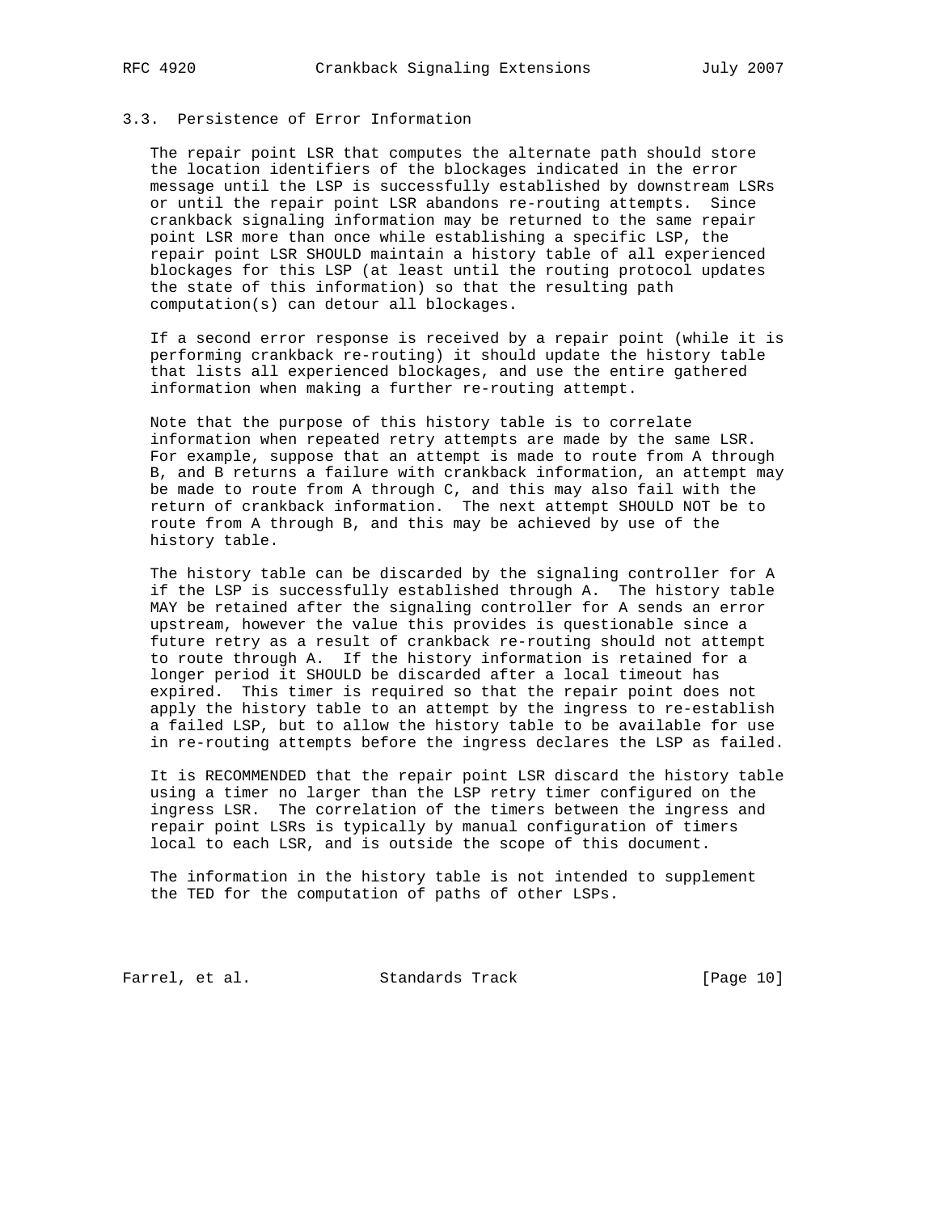### 3.3. Persistence of Error Information

The repair point LSR that computes the alternate path should store the location identifiers of the blockages indicated in the error message until the LSP is successfully established by downstream LSRs or until the repair point LSR abandons re-routing attempts. Since crankback signaling information may be returned to the same repair point LSR more than once while establishing a specific LSP, the repair point LSR SHOULD maintain a history table of all experienced blockages for this LSP (at least until the routing protocol updates the state of this information) so that the resulting path computation(s) can detour all blockages.

If a second error response is received by a repair point (while it is performing crankback re-routing) it should update the history table that lists all experienced blockages, and use the entire gathered information when making a further re-routing attempt.

Note that the purpose of this history table is to correlate information when repeated retry attempts are made by the same LSR. For example, suppose that an attempt is made to route from A through B, and B returns a failure with crankback information, an attempt may be made to route from A through C, and this may also fail with the return of crankback information. The next attempt SHOULD NOT be to route from A through B, and this may be achieved by use of the history table.

The history table can be discarded by the signaling controller for A if the LSP is successfully established through A. The history table MAY be retained after the signaling controller for A sends an error upstream, however the value this provides is questionable since a future retry as a result of crankback re-routing should not attempt to route through A. If the history information is retained for a longer period it SHOULD be discarded after a local timeout has expired. This timer is required so that the repair point does not apply the history table to an attempt by the ingress to re-establish a failed LSP, but to allow the history table to be available for use in re-routing attempts before the ingress declares the LSP as failed.

It is RECOMMENDED that the repair point LSR discard the history table using a timer no larger than the LSP retry timer configured on the ingress LSR. The correlation of the timers between the ingress and repair point LSRs is typically by manual configuration of timers local to each LSR, and is outside the scope of this document.

The information in the history table is not intended to supplement the TED for the computation of paths of other LSPs.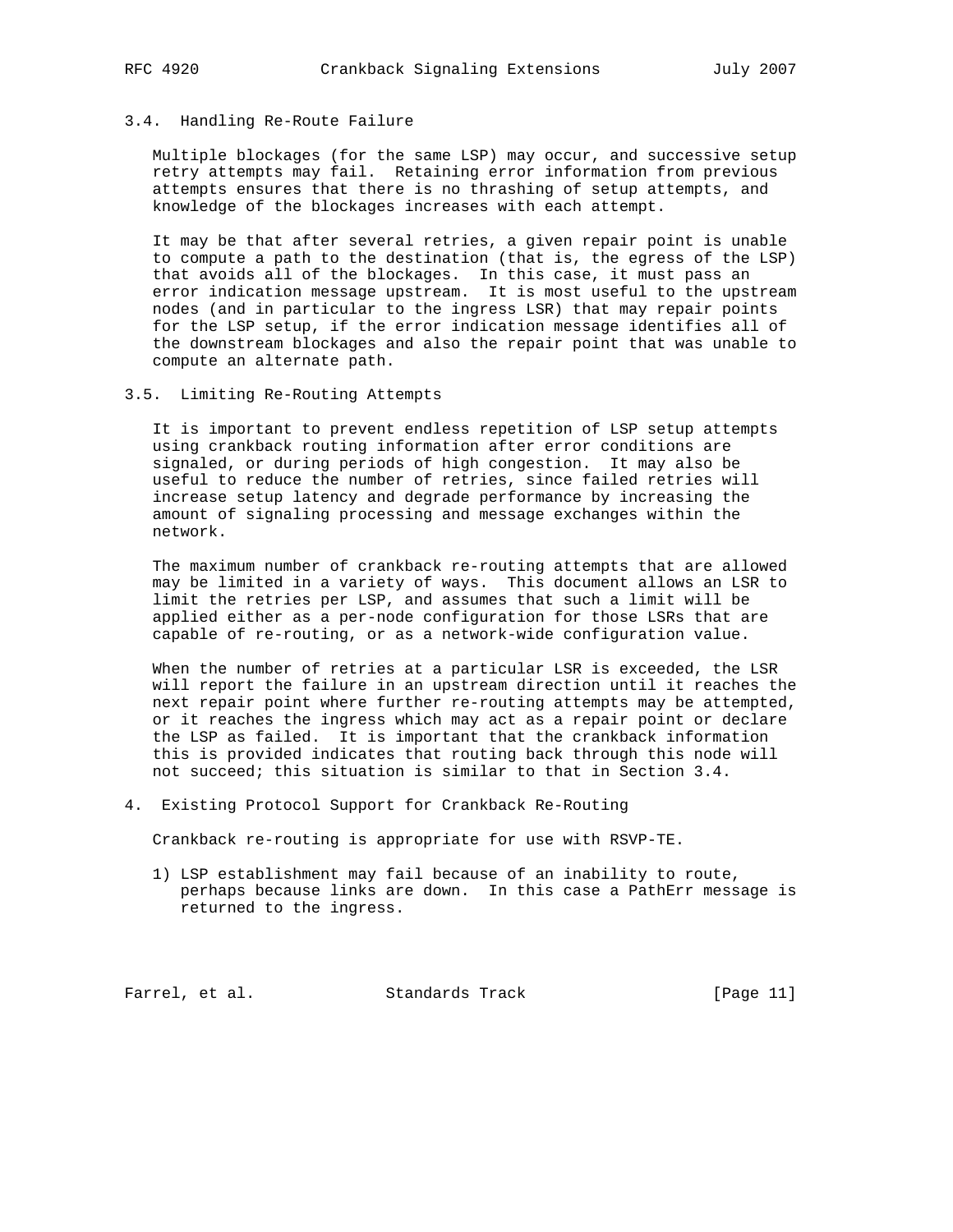### 3.4. Handling Re-Route Failure

Multiple blockages (for the same LSP) may occur, and successive setup retry attempts may fail. Retaining error information from previous attempts ensures that there is no thrashing of setup attempts, and knowledge of the blockages increases with each attempt.

It may be that after several retries, a given repair point is unable to compute a path to the destination (that is, the egress of the LSP) that avoids all of the blockages. In this case, it must pass an error indication message upstream. It is most useful to the upstream nodes (and in particular to the ingress LSR) that may repair points for the LSP setup, if the error indication message identifies all of the downstream blockages and also the repair point that was unable to compute an alternate path.

### 3.5. Limiting Re-Routing Attempts

It is important to prevent endless repetition of LSP setup attempts using crankback routing information after error conditions are signaled, or during periods of high congestion. It may also be useful to reduce the number of retries, since failed retries will increase setup latency and degrade performance by increasing the amount of signaling processing and message exchanges within the network.

The maximum number of crankback re-routing attempts that are allowed may be limited in a variety of ways. This document allows an LSR to limit the retries per LSP, and assumes that such a limit will be applied either as a per-node configuration for those LSRs that are capable of re-routing, or as a network-wide configuration value.

When the number of retries at a particular LSR is exceeded, the LSR will report the failure in an upstream direction until it reaches the next repair point where further re-routing attempts may be attempted, or it reaches the ingress which may act as a repair point or declare the LSP as failed. It is important that the crankback information this is provided indicates that routing back through this node will not succeed; this situation is similar to that in Section 3.4.

## 4. Existing Protocol Support for Crankback Re-Routing

Crankback re-routing is appropriate for use with RSVP-TE.

1) LSP establishment may fail because of an inability to route, perhaps because links are down. In this case a PathErr message is returned to the ingress.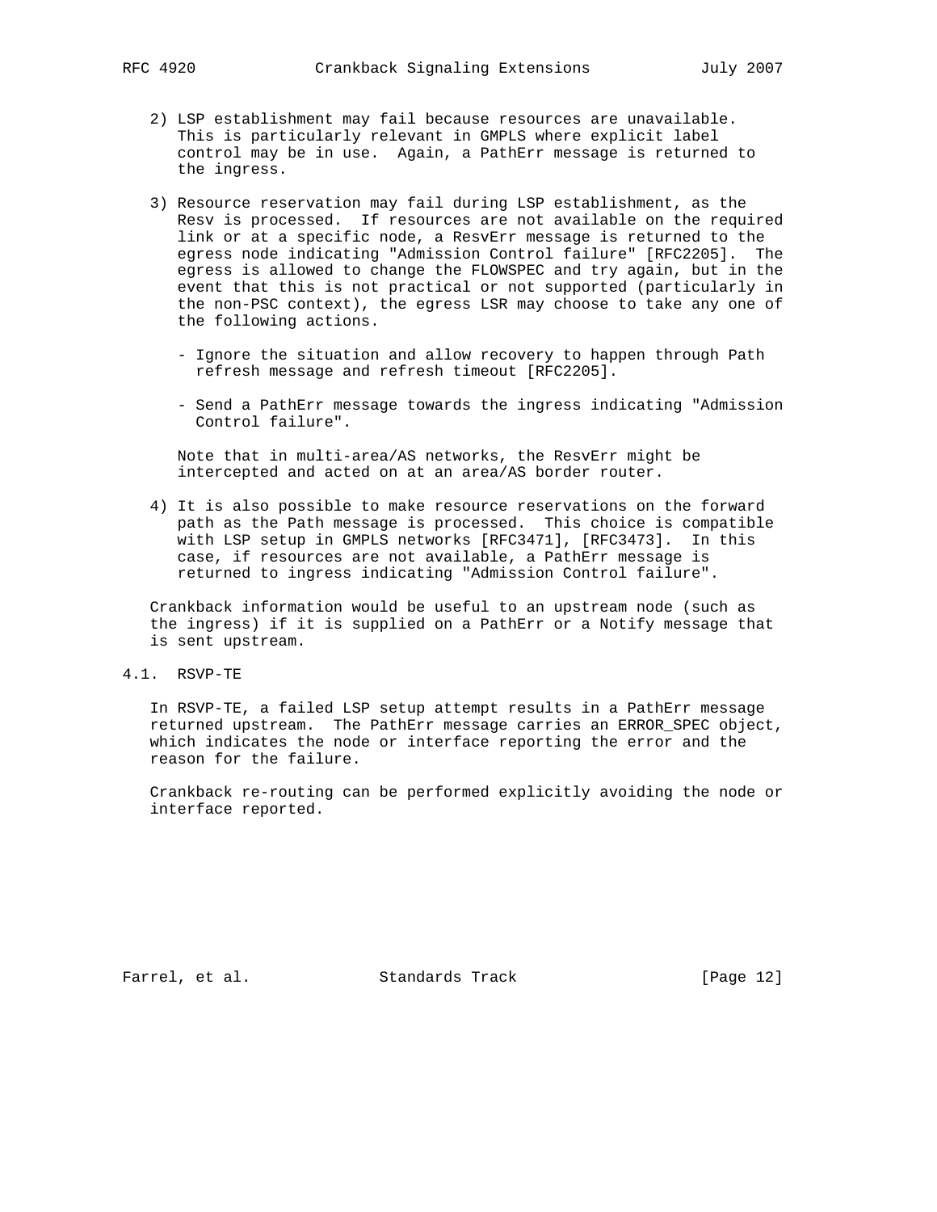2) LSP establishment may fail because resources are unavailable. This is particularly relevant in GMPLS where explicit label control may be in use. Again, a PathErr message is returned to the ingress.

3) Resource reservation may fail during LSP establishment, as the Resv is processed. If resources are not available on the required link or at a specific node, a ResvErr message is returned to the egress node indicating "Admission Control failure" [RFC2205]. The egress is allowed to change the FLOWSPEC and try again, but in the event that this is not practical or not supported (particularly in the non-PSC context), the egress LSR may choose to take any one of the following actions.

   - Ignore the situation and allow recovery to happen through Path refresh message and refresh timeout [RFC2205].

   - Send a PathErr message towards the ingress indicating "Admission Control failure".

   Note that in multi-area/AS networks, the ResvErr might be intercepted and acted on at an area/AS border router.

4) It is also possible to make resource reservations on the forward path as the Path message is processed. This choice is compatible with LSP setup in GMPLS networks [RFC3471], [RFC3473]. In this case, if resources are not available, a PathErr message is returned to ingress indicating "Admission Control failure".

Crankback information would be useful to an upstream node (such as the ingress) if it is supplied on a PathErr or a Notify message that is sent upstream.

## 4.1. RSVP-TE

In RSVP-TE, a failed LSP setup attempt results in a PathErr message returned upstream. The PathErr message carries an ERROR_SPEC object, which indicates the node or interface reporting the error and the reason for the failure.

Crankback re-routing can be performed explicitly avoiding the node or interface reported.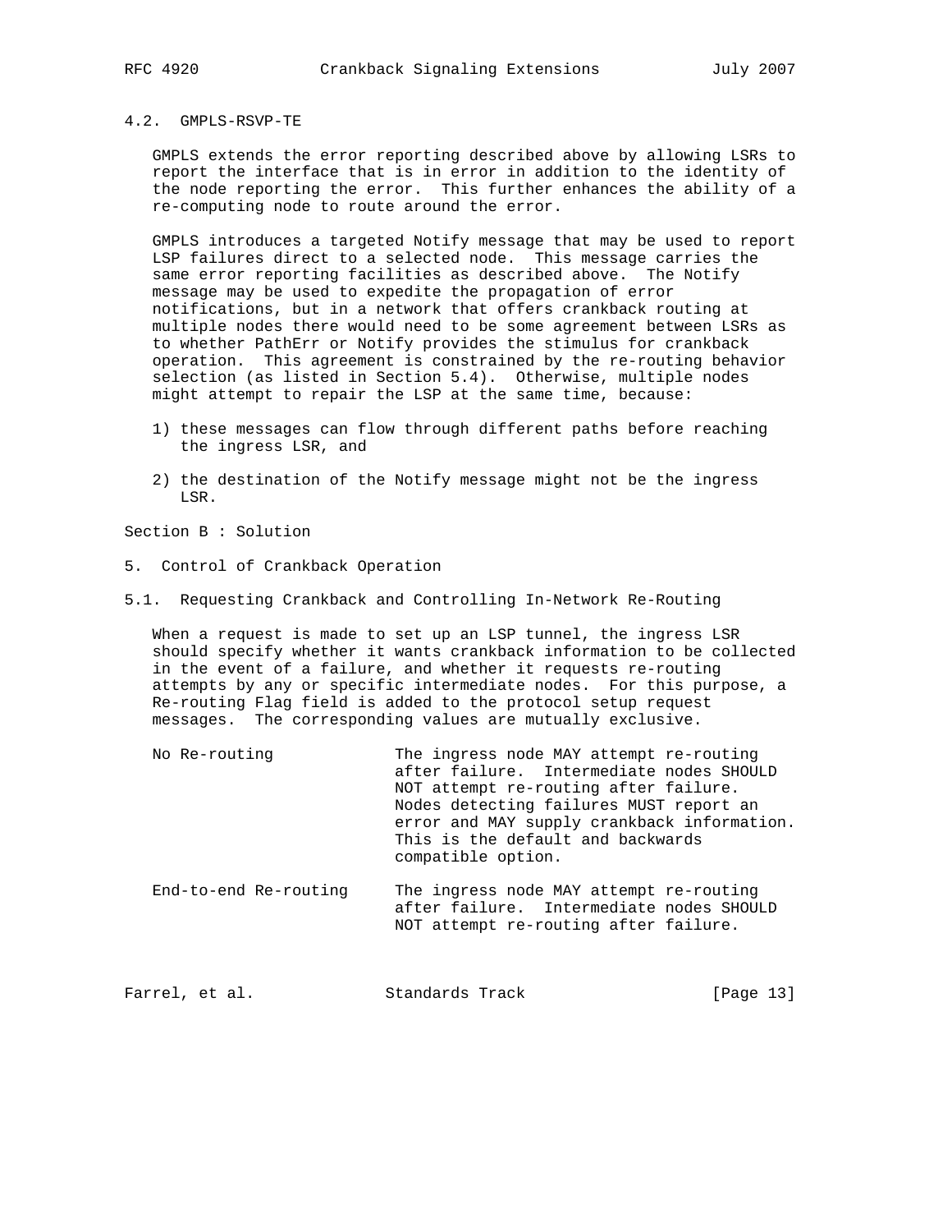### 4.2. GMPLS-RSVP-TE

GMPLS extends the error reporting described above by allowing LSRs to report the interface that is in error in addition to the identity of the node reporting the error. This further enhances the ability of a re-computing node to route around the error.

GMPLS introduces a targeted Notify message that may be used to report LSP failures direct to a selected node. This message carries the same error reporting facilities as described above. The Notify message may be used to expedite the propagation of error notifications, but in a network that offers crankback routing at multiple nodes there would need to be some agreement between LSRs as to whether PathErr or Notify provides the stimulus for crankback operation. This agreement is constrained by the re-routing behavior selection (as listed in Section 5.4). Otherwise, multiple nodes might attempt to repair the LSP at the same time, because:

1) these messages can flow through different paths before reaching the ingress LSR, and

2) the destination of the Notify message might not be the ingress LSR.

Section B : Solution

## 5. Control of Crankback Operation

### 5.1. Requesting Crankback and Controlling In-Network Re-Routing

When a request is made to set up an LSP tunnel, the ingress LSR should specify whether it wants crankback information to be collected in the event of a failure, and whether it requests re-routing attempts by any or specific intermediate nodes. For this purpose, a Re-routing Flag field is added to the protocol setup request messages. The corresponding values are mutually exclusive.

| | |
|---|---|
| No Re-routing | The ingress node MAY attempt re-routing after failure. Intermediate nodes SHOULD NOT attempt re-routing after failure. Nodes detecting failures MUST report an error and MAY supply crankback information. This is the default and backwards compatible option. |
| End-to-end Re-routing | The ingress node MAY attempt re-routing after failure. Intermediate nodes SHOULD NOT attempt re-routing after failure. |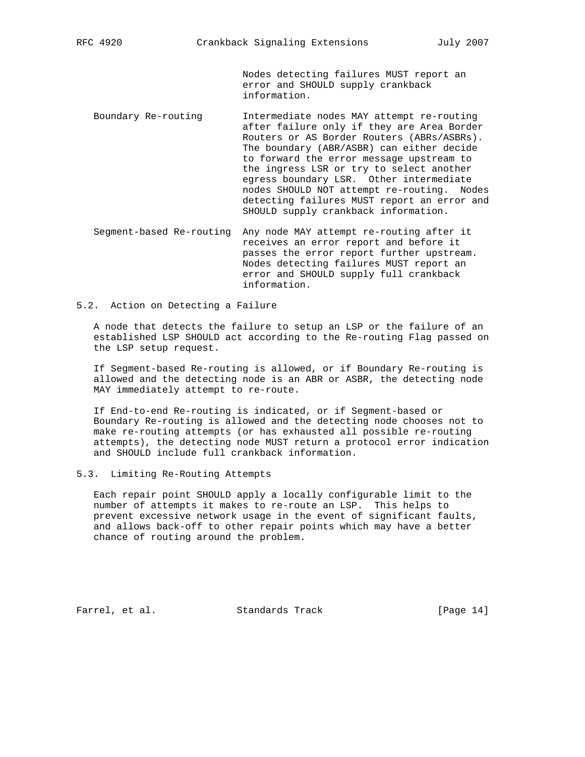Nodes detecting failures MUST report an error and SHOULD supply crankback information.

| | |
|---|---|
| Boundary Re-routing | Intermediate nodes MAY attempt re-routing after failure only if they are Area Border Routers or AS Border Routers (ABRs/ASBRs). The boundary (ABR/ASBR) can either decide to forward the error message upstream to the ingress LSR or try to select another egress boundary LSR. Other intermediate nodes SHOULD NOT attempt re-routing. Nodes detecting failures MUST report an error and SHOULD supply crankback information. |
| Segment-based Re-routing | Any node MAY attempt re-routing after it receives an error report and before it passes the error report further upstream. Nodes detecting failures MUST report an error and SHOULD supply full crankback information. |

### 5.2. Action on Detecting a Failure

A node that detects the failure to setup an LSP or the failure of an established LSP SHOULD act according to the Re-routing Flag passed on the LSP setup request.

If Segment-based Re-routing is allowed, or if Boundary Re-routing is allowed and the detecting node is an ABR or ASBR, the detecting node MAY immediately attempt to re-route.

If End-to-end Re-routing is indicated, or if Segment-based or Boundary Re-routing is allowed and the detecting node chooses not to make re-routing attempts (or has exhausted all possible re-routing attempts), the detecting node MUST return a protocol error indication and SHOULD include full crankback information.

### 5.3. Limiting Re-Routing Attempts

Each repair point SHOULD apply a locally configurable limit to the number of attempts it makes to re-route an LSP. This helps to prevent excessive network usage in the event of significant faults, and allows back-off to other repair points which may have a better chance of routing around the problem.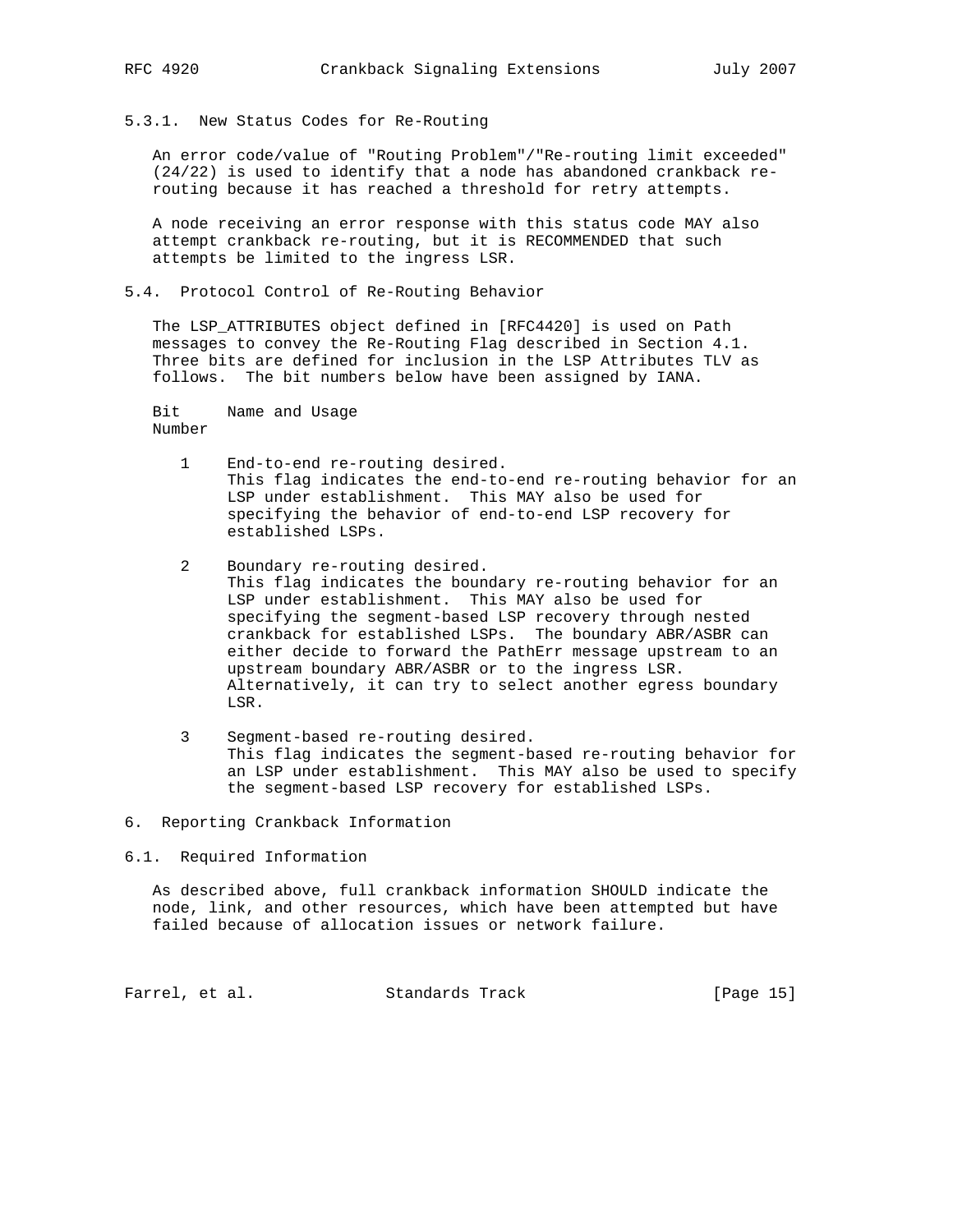#### 5.3.1. New Status Codes for Re-Routing

An error code/value of "Routing Problem"/"Re-routing limit exceeded" (24/22) is used to identify that a node has abandoned crankback re-routing because it has reached a threshold for retry attempts.

A node receiving an error response with this status code MAY also attempt crankback re-routing, but it is RECOMMENDED that such attempts be limited to the ingress LSR.

### 5.4. Protocol Control of Re-Routing Behavior

The LSP_ATTRIBUTES object defined in [RFC4420] is used on Path messages to convey the Re-Routing Flag described in Section 4.1. Three bits are defined for inclusion in the LSP Attributes TLV as follows. The bit numbers below have been assigned by IANA.

| Bit Number | Name and Usage |
|---|---|
| 1 | End-to-end re-routing desired. This flag indicates the end-to-end re-routing behavior for an LSP under establishment. This MAY also be used for specifying the behavior of end-to-end LSP recovery for established LSPs. |
| 2 | Boundary re-routing desired. This flag indicates the boundary re-routing behavior for an LSP under establishment. This MAY also be used for specifying the segment-based LSP recovery through nested crankback for established LSPs. The boundary ABR/ASBR can either decide to forward the PathErr message upstream to an upstream boundary ABR/ASBR or to the ingress LSR. Alternatively, it can try to select another egress boundary LSR. |
| 3 | Segment-based re-routing desired. This flag indicates the segment-based re-routing behavior for an LSP under establishment. This MAY also be used to specify the segment-based LSP recovery for established LSPs. |

## 6. Reporting Crankback Information

### 6.1. Required Information

As described above, full crankback information SHOULD indicate the node, link, and other resources, which have been attempted but have failed because of allocation issues or network failure.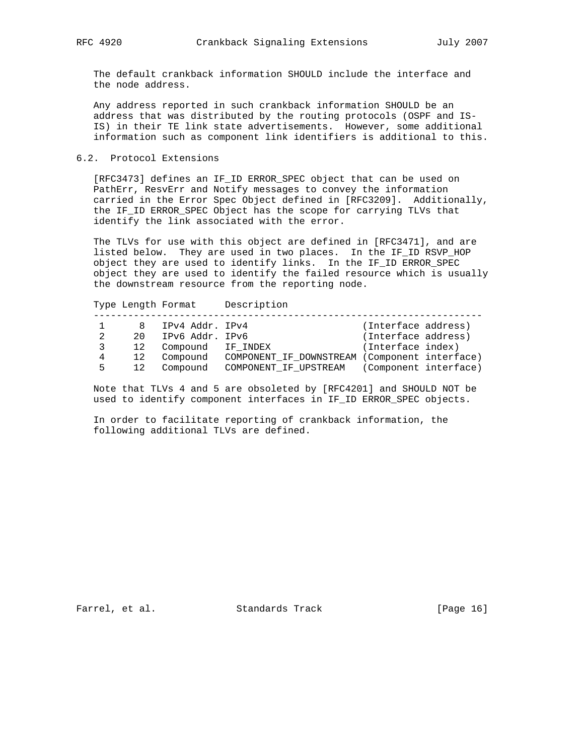The default crankback information SHOULD include the interface and the node address.

Any address reported in such crankback information SHOULD be an address that was distributed by the routing protocols (OSPF and IS-IS) in their TE link state advertisements. However, some additional information such as component link identifiers is additional to this.

## 6.2. Protocol Extensions

[RFC3473] defines an IF_ID ERROR_SPEC object that can be used on PathErr, ResvErr and Notify messages to convey the information carried in the Error Spec Object defined in [RFC3209]. Additionally, the IF_ID ERROR_SPEC Object has the scope for carrying TLVs that identify the link associated with the error.

The TLVs for use with this object are defined in [RFC3471], and are listed below. They are used in two places. In the IF_ID RSVP_HOP object they are used to identify links. In the IF_ID ERROR_SPEC object they are used to identify the failed resource which is usually the downstream resource from the reporting node.

| Type | Length | Format | Description | |
|---|---|---|---|---|
| 1 | 8 | IPv4 Addr. | IPv4 | (Interface address) |
| 2 | 20 | IPv6 Addr. | IPv6 | (Interface address) |
| 3 | 12 | Compound | IF_INDEX | (Interface index) |
| 4 | 12 | Compound | COMPONENT_IF_DOWNSTREAM | (Component interface) |
| 5 | 12 | Compound | COMPONENT_IF_UPSTREAM | (Component interface) |

Note that TLVs 4 and 5 are obsoleted by [RFC4201] and SHOULD NOT be used to identify component interfaces in IF_ID ERROR_SPEC objects.

In order to facilitate reporting of crankback information, the following additional TLVs are defined.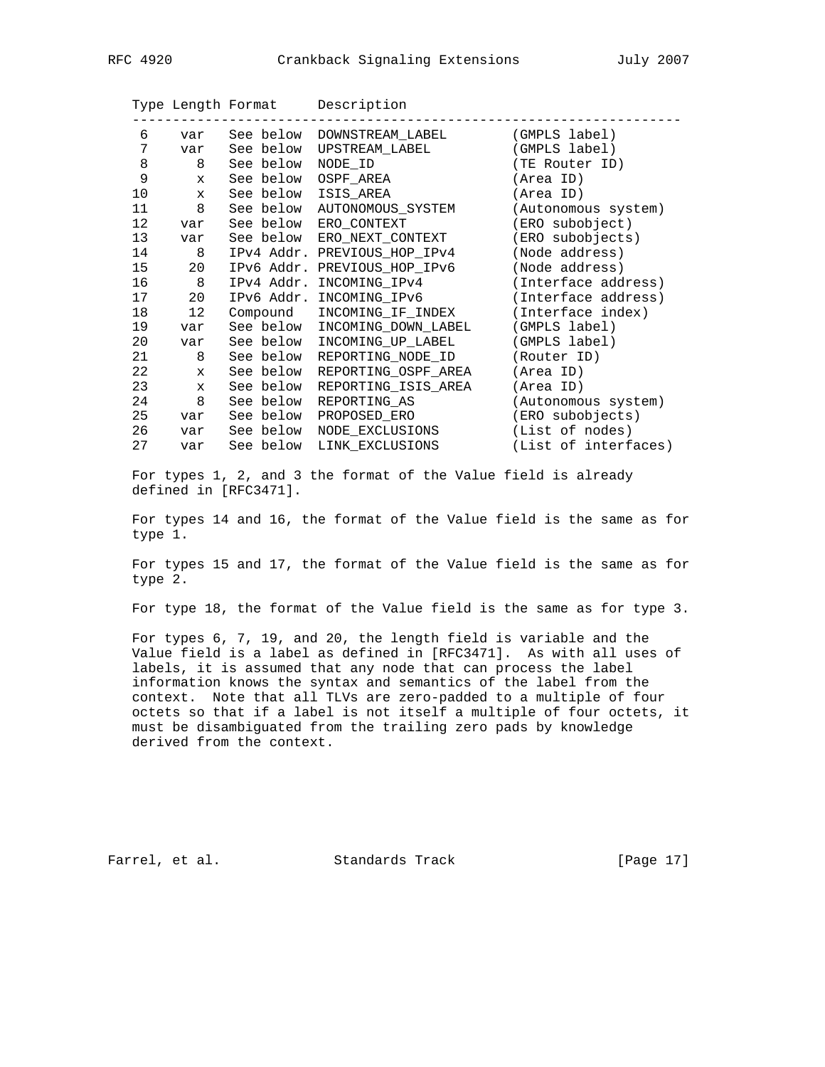| Type | Length | Format | Description | |
|---|---|---|---|---|
| 6 | var | See below | DOWNSTREAM_LABEL | (GMPLS label) |
| 7 | var | See below | UPSTREAM_LABEL | (GMPLS label) |
| 8 | 8 | See below | NODE_ID | (TE Router ID) |
| 9 | x | See below | OSPF_AREA | (Area ID) |
| 10 | x | See below | ISIS_AREA | (Area ID) |
| 11 | 8 | See below | AUTONOMOUS_SYSTEM | (Autonomous system) |
| 12 | var | See below | ERO_CONTEXT | (ERO subobject) |
| 13 | var | See below | ERO_NEXT_CONTEXT | (ERO subobjects) |
| 14 | 8 | IPv4 Addr. | PREVIOUS_HOP_IPv4 | (Node address) |
| 15 | 20 | IPv6 Addr. | PREVIOUS_HOP_IPv6 | (Node address) |
| 16 | 8 | IPv4 Addr. | INCOMING_IPv4 | (Interface address) |
| 17 | 20 | IPv6 Addr. | INCOMING_IPv6 | (Interface address) |
| 18 | 12 | Compound | INCOMING_IF_INDEX | (Interface index) |
| 19 | var | See below | INCOMING_DOWN_LABEL | (GMPLS label) |
| 20 | var | See below | INCOMING_UP_LABEL | (GMPLS label) |
| 21 | 8 | See below | REPORTING_NODE_ID | (Router ID) |
| 22 | x | See below | REPORTING_OSPF_AREA | (Area ID) |
| 23 | x | See below | REPORTING_ISIS_AREA | (Area ID) |
| 24 | 8 | See below | REPORTING_AS | (Autonomous system) |
| 25 | var | See below | PROPOSED_ERO | (ERO subobjects) |
| 26 | var | See below | NODE_EXCLUSIONS | (List of nodes) |
| 27 | var | See below | LINK_EXCLUSIONS | (List of interfaces) |

For types 1, 2, and 3 the format of the Value field is already defined in [RFC3471].

For types 14 and 16, the format of the Value field is the same as for type 1.

For types 15 and 17, the format of the Value field is the same as for type 2.

For type 18, the format of the Value field is the same as for type 3.

For types 6, 7, 19, and 20, the length field is variable and the Value field is a label as defined in [RFC3471]. As with all uses of labels, it is assumed that any node that can process the label information knows the syntax and semantics of the label from the context. Note that all TLVs are zero-padded to a multiple of four octets so that if a label is not itself a multiple of four octets, it must be disambiguated from the trailing zero pads by knowledge derived from the context.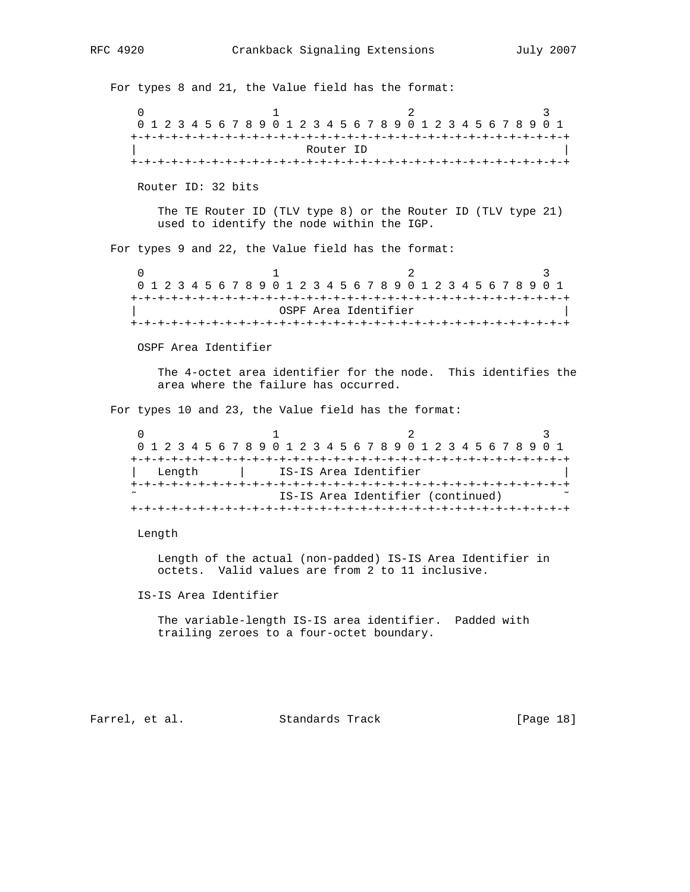For types 8 and 21, the Value field has the format:

```
    0                   1                   2                   3
    0 1 2 3 4 5 6 7 8 9 0 1 2 3 4 5 6 7 8 9 0 1 2 3 4 5 6 7 8 9 0 1
   +-+-+-+-+-+-+-+-+-+-+-+-+-+-+-+-+-+-+-+-+-+-+-+-+-+-+-+-+-+-+-+-+
   |                           Router ID                           |
   +-+-+-+-+-+-+-+-+-+-+-+-+-+-+-+-+-+-+-+-+-+-+-+-+-+-+-+-+-+-+-+-+
```

Router ID: 32 bits

The TE Router ID (TLV type 8) or the Router ID (TLV type 21) used to identify the node within the IGP.

For types 9 and 22, the Value field has the format:

```
    0                   1                   2                   3
    0 1 2 3 4 5 6 7 8 9 0 1 2 3 4 5 6 7 8 9 0 1 2 3 4 5 6 7 8 9 0 1
   +-+-+-+-+-+-+-+-+-+-+-+-+-+-+-+-+-+-+-+-+-+-+-+-+-+-+-+-+-+-+-+-+
   |                      OSPF Area Identifier                     |
   +-+-+-+-+-+-+-+-+-+-+-+-+-+-+-+-+-+-+-+-+-+-+-+-+-+-+-+-+-+-+-+-+
```

OSPF Area Identifier

The 4-octet area identifier for the node. This identifies the area where the failure has occurred.

For types 10 and 23, the Value field has the format:

```
    0                   1                   2                   3
    0 1 2 3 4 5 6 7 8 9 0 1 2 3 4 5 6 7 8 9 0 1 2 3 4 5 6 7 8 9 0 1
   +-+-+-+-+-+-+-+-+-+-+-+-+-+-+-+-+-+-+-+-+-+-+-+-+-+-+-+-+-+-+-+-+
   |  Length       |     IS-IS Area Identifier                     |
   +-+-+-+-+-+-+-+-+-+-+-+-+-+-+-+-+-+-+-+-+-+-+-+-+-+-+-+-+-+-+-+-+
   ~                      IS-IS Area Identifier (continued)        ~
   +-+-+-+-+-+-+-+-+-+-+-+-+-+-+-+-+-+-+-+-+-+-+-+-+-+-+-+-+-+-+-+-+
```

Length

Length of the actual (non-padded) IS-IS Area Identifier in octets. Valid values are from 2 to 11 inclusive.

IS-IS Area Identifier

The variable-length IS-IS area identifier. Padded with trailing zeroes to a four-octet boundary.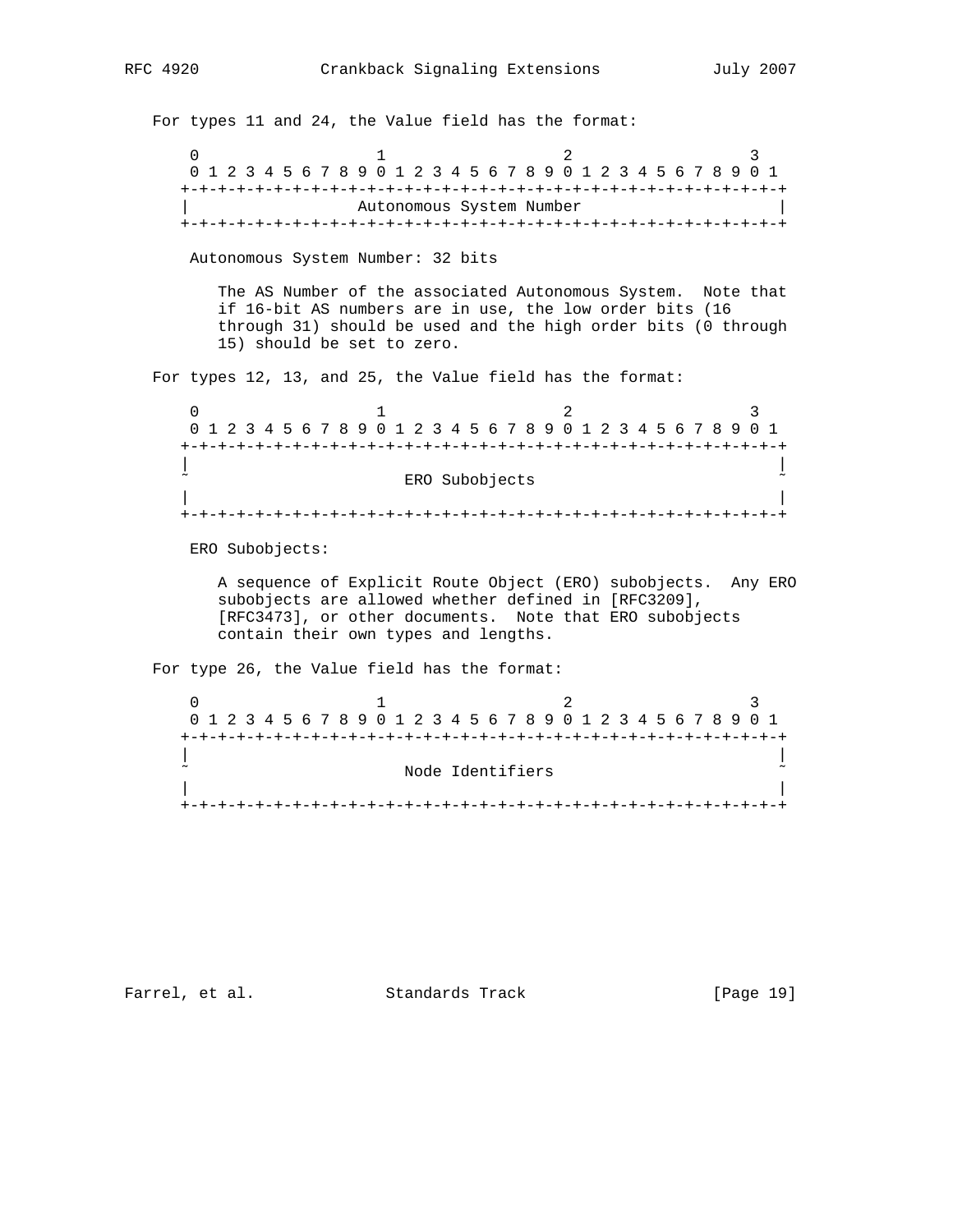For types 11 and 24, the Value field has the format:

```
 0                   1                   2                   3
 0 1 2 3 4 5 6 7 8 9 0 1 2 3 4 5 6 7 8 9 0 1 2 3 4 5 6 7 8 9 0 1
+-+-+-+-+-+-+-+-+-+-+-+-+-+-+-+-+-+-+-+-+-+-+-+-+-+-+-+-+-+-+-+-+
|                   Autonomous System Number                    |
+-+-+-+-+-+-+-+-+-+-+-+-+-+-+-+-+-+-+-+-+-+-+-+-+-+-+-+-+-+-+-+-+
```

Autonomous System Number: 32 bits

The AS Number of the associated Autonomous System. Note that if 16-bit AS numbers are in use, the low order bits (16 through 31) should be used and the high order bits (0 through 15) should be set to zero.

For types 12, 13, and 25, the Value field has the format:

```
 0                   1                   2                   3
 0 1 2 3 4 5 6 7 8 9 0 1 2 3 4 5 6 7 8 9 0 1 2 3 4 5 6 7 8 9 0 1
+-+-+-+-+-+-+-+-+-+-+-+-+-+-+-+-+-+-+-+-+-+-+-+-+-+-+-+-+-+-+-+-+
|                                                               |
~                        ERO Subobjects                         ~
|                                                               |
+-+-+-+-+-+-+-+-+-+-+-+-+-+-+-+-+-+-+-+-+-+-+-+-+-+-+-+-+-+-+-+-+
```

ERO Subobjects:

A sequence of Explicit Route Object (ERO) subobjects. Any ERO subobjects are allowed whether defined in [RFC3209], [RFC3473], or other documents. Note that ERO subobjects contain their own types and lengths.

For type 26, the Value field has the format:

```
 0                   1                   2                   3
 0 1 2 3 4 5 6 7 8 9 0 1 2 3 4 5 6 7 8 9 0 1 2 3 4 5 6 7 8 9 0 1
+-+-+-+-+-+-+-+-+-+-+-+-+-+-+-+-+-+-+-+-+-+-+-+-+-+-+-+-+-+-+-+-+
|                                                               |
~                       Node Identifiers                        ~
|                                                               |
+-+-+-+-+-+-+-+-+-+-+-+-+-+-+-+-+-+-+-+-+-+-+-+-+-+-+-+-+-+-+-+-+
```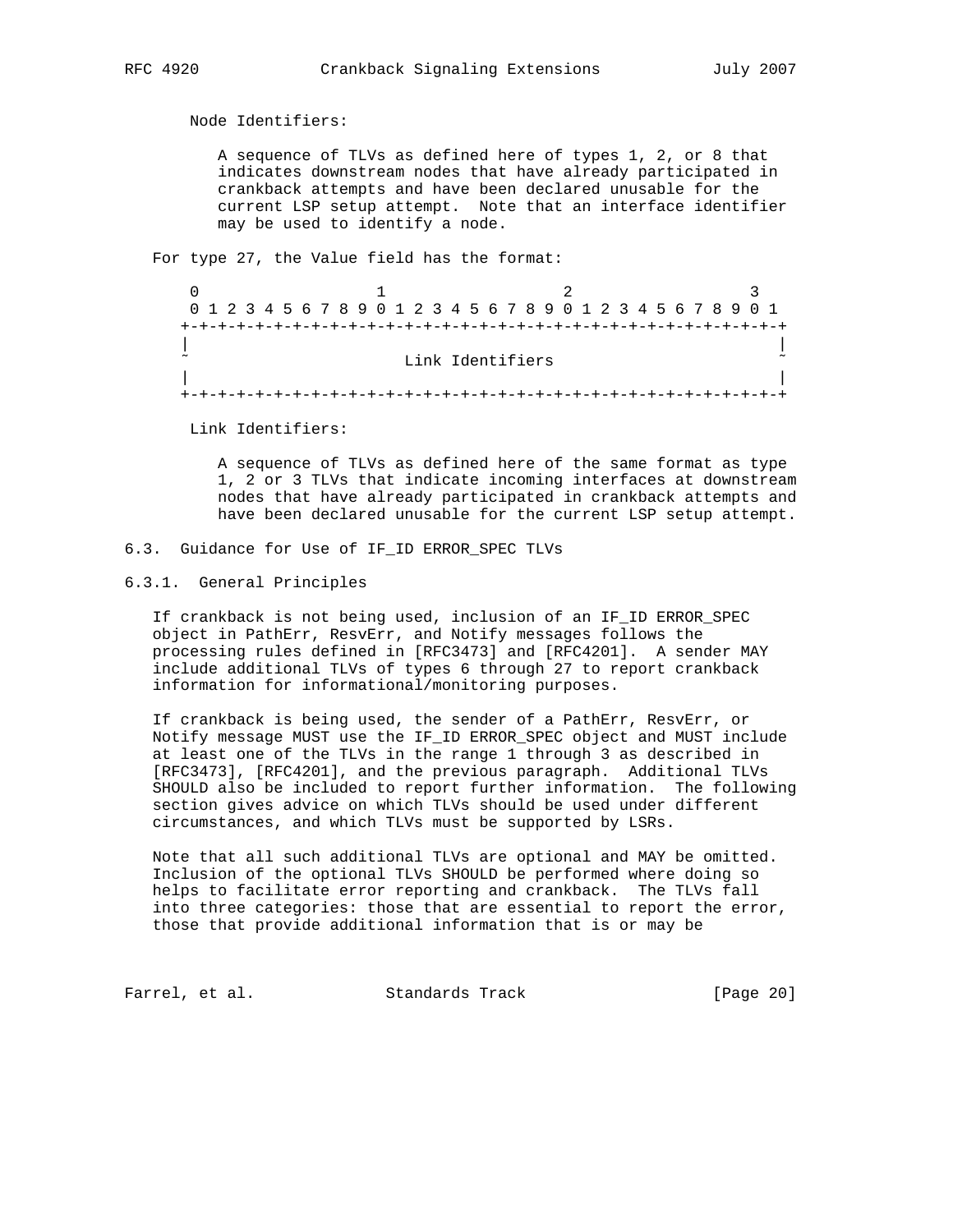Node Identifiers:

A sequence of TLVs as defined here of types 1, 2, or 8 that indicates downstream nodes that have already participated in crankback attempts and have been declared unusable for the current LSP setup attempt. Note that an interface identifier may be used to identify a node.

For type 27, the Value field has the format:

```
 0                   1                   2                   3
 0 1 2 3 4 5 6 7 8 9 0 1 2 3 4 5 6 7 8 9 0 1 2 3 4 5 6 7 8 9 0 1
+-+-+-+-+-+-+-+-+-+-+-+-+-+-+-+-+-+-+-+-+-+-+-+-+-+-+-+-+-+-+-+-+
|                                                               |
~                       Link Identifiers                        ~
|                                                               |
+-+-+-+-+-+-+-+-+-+-+-+-+-+-+-+-+-+-+-+-+-+-+-+-+-+-+-+-+-+-+-+-+
```

Link Identifiers:

A sequence of TLVs as defined here of the same format as type 1, 2 or 3 TLVs that indicate incoming interfaces at downstream nodes that have already participated in crankback attempts and have been declared unusable for the current LSP setup attempt.

## 6.3. Guidance for Use of IF_ID ERROR_SPEC TLVs

### 6.3.1. General Principles

If crankback is not being used, inclusion of an IF_ID ERROR_SPEC object in PathErr, ResvErr, and Notify messages follows the processing rules defined in [RFC3473] and [RFC4201]. A sender MAY include additional TLVs of types 6 through 27 to report crankback information for informational/monitoring purposes.

If crankback is being used, the sender of a PathErr, ResvErr, or Notify message MUST use the IF_ID ERROR_SPEC object and MUST include at least one of the TLVs in the range 1 through 3 as described in [RFC3473], [RFC4201], and the previous paragraph. Additional TLVs SHOULD also be included to report further information. The following section gives advice on which TLVs should be used under different circumstances, and which TLVs must be supported by LSRs.

Note that all such additional TLVs are optional and MAY be omitted. Inclusion of the optional TLVs SHOULD be performed where doing so helps to facilitate error reporting and crankback. The TLVs fall into three categories: those that are essential to report the error, those that provide additional information that is or may be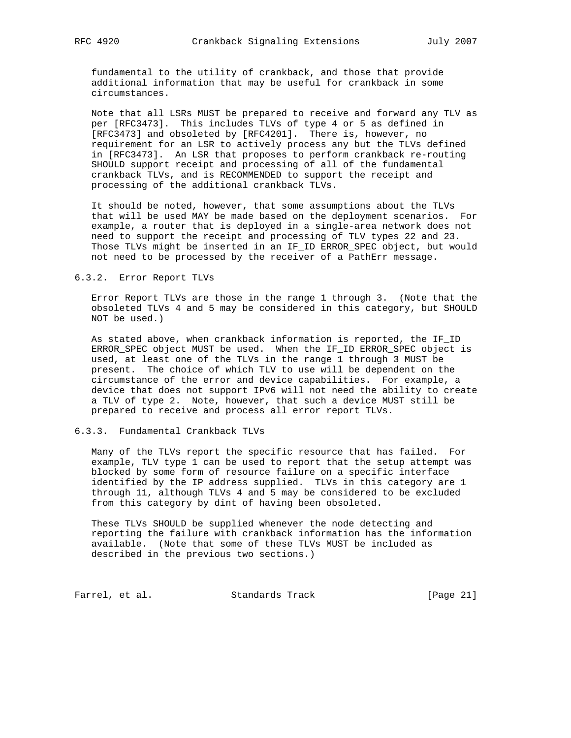fundamental to the utility of crankback, and those that provide additional information that may be useful for crankback in some circumstances.

Note that all LSRs MUST be prepared to receive and forward any TLV as per [RFC3473]. This includes TLVs of type 4 or 5 as defined in [RFC3473] and obsoleted by [RFC4201]. There is, however, no requirement for an LSR to actively process any but the TLVs defined in [RFC3473]. An LSR that proposes to perform crankback re-routing SHOULD support receipt and processing of all of the fundamental crankback TLVs, and is RECOMMENDED to support the receipt and processing of the additional crankback TLVs.

It should be noted, however, that some assumptions about the TLVs that will be used MAY be made based on the deployment scenarios. For example, a router that is deployed in a single-area network does not need to support the receipt and processing of TLV types 22 and 23. Those TLVs might be inserted in an IF_ID ERROR_SPEC object, but would not need to be processed by the receiver of a PathErr message.

### 6.3.2. Error Report TLVs

Error Report TLVs are those in the range 1 through 3. (Note that the obsoleted TLVs 4 and 5 may be considered in this category, but SHOULD NOT be used.)

As stated above, when crankback information is reported, the IF_ID ERROR_SPEC object MUST be used. When the IF_ID ERROR_SPEC object is used, at least one of the TLVs in the range 1 through 3 MUST be present. The choice of which TLV to use will be dependent on the circumstance of the error and device capabilities. For example, a device that does not support IPv6 will not need the ability to create a TLV of type 2. Note, however, that such a device MUST still be prepared to receive and process all error report TLVs.

### 6.3.3. Fundamental Crankback TLVs

Many of the TLVs report the specific resource that has failed. For example, TLV type 1 can be used to report that the setup attempt was blocked by some form of resource failure on a specific interface identified by the IP address supplied. TLVs in this category are 1 through 11, although TLVs 4 and 5 may be considered to be excluded from this category by dint of having been obsoleted.

These TLVs SHOULD be supplied whenever the node detecting and reporting the failure with crankback information has the information available. (Note that some of these TLVs MUST be included as described in the previous two sections.)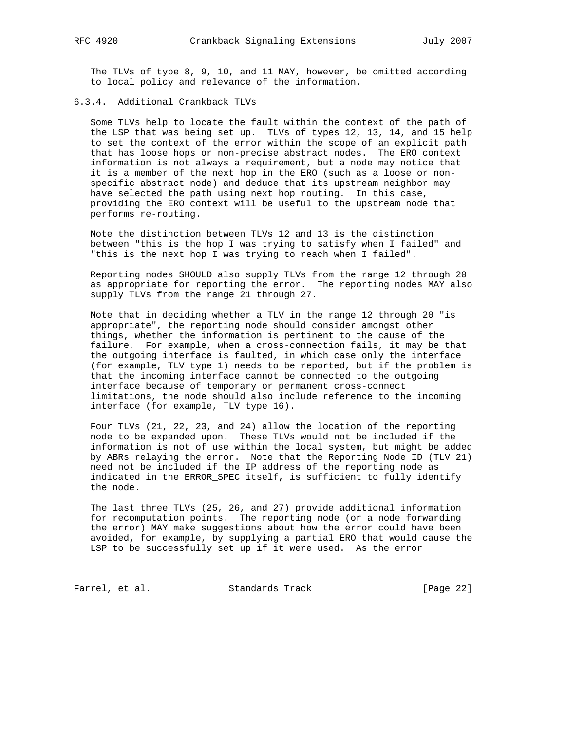The TLVs of type 8, 9, 10, and 11 MAY, however, be omitted according to local policy and relevance of the information.

### 6.3.4. Additional Crankback TLVs

Some TLVs help to locate the fault within the context of the path of the LSP that was being set up. TLVs of types 12, 13, 14, and 15 help to set the context of the error within the scope of an explicit path that has loose hops or non-precise abstract nodes. The ERO context information is not always a requirement, but a node may notice that it is a member of the next hop in the ERO (such as a loose or non-specific abstract node) and deduce that its upstream neighbor may have selected the path using next hop routing. In this case, providing the ERO context will be useful to the upstream node that performs re-routing.

Note the distinction between TLVs 12 and 13 is the distinction between "this is the hop I was trying to satisfy when I failed" and "this is the next hop I was trying to reach when I failed".

Reporting nodes SHOULD also supply TLVs from the range 12 through 20 as appropriate for reporting the error. The reporting nodes MAY also supply TLVs from the range 21 through 27.

Note that in deciding whether a TLV in the range 12 through 20 "is appropriate", the reporting node should consider amongst other things, whether the information is pertinent to the cause of the failure. For example, when a cross-connection fails, it may be that the outgoing interface is faulted, in which case only the interface (for example, TLV type 1) needs to be reported, but if the problem is that the incoming interface cannot be connected to the outgoing interface because of temporary or permanent cross-connect limitations, the node should also include reference to the incoming interface (for example, TLV type 16).

Four TLVs (21, 22, 23, and 24) allow the location of the reporting node to be expanded upon. These TLVs would not be included if the information is not of use within the local system, but might be added by ABRs relaying the error. Note that the Reporting Node ID (TLV 21) need not be included if the IP address of the reporting node as indicated in the ERROR_SPEC itself, is sufficient to fully identify the node.

The last three TLVs (25, 26, and 27) provide additional information for recomputation points. The reporting node (or a node forwarding the error) MAY make suggestions about how the error could have been avoided, for example, by supplying a partial ERO that would cause the LSP to be successfully set up if it were used. As the error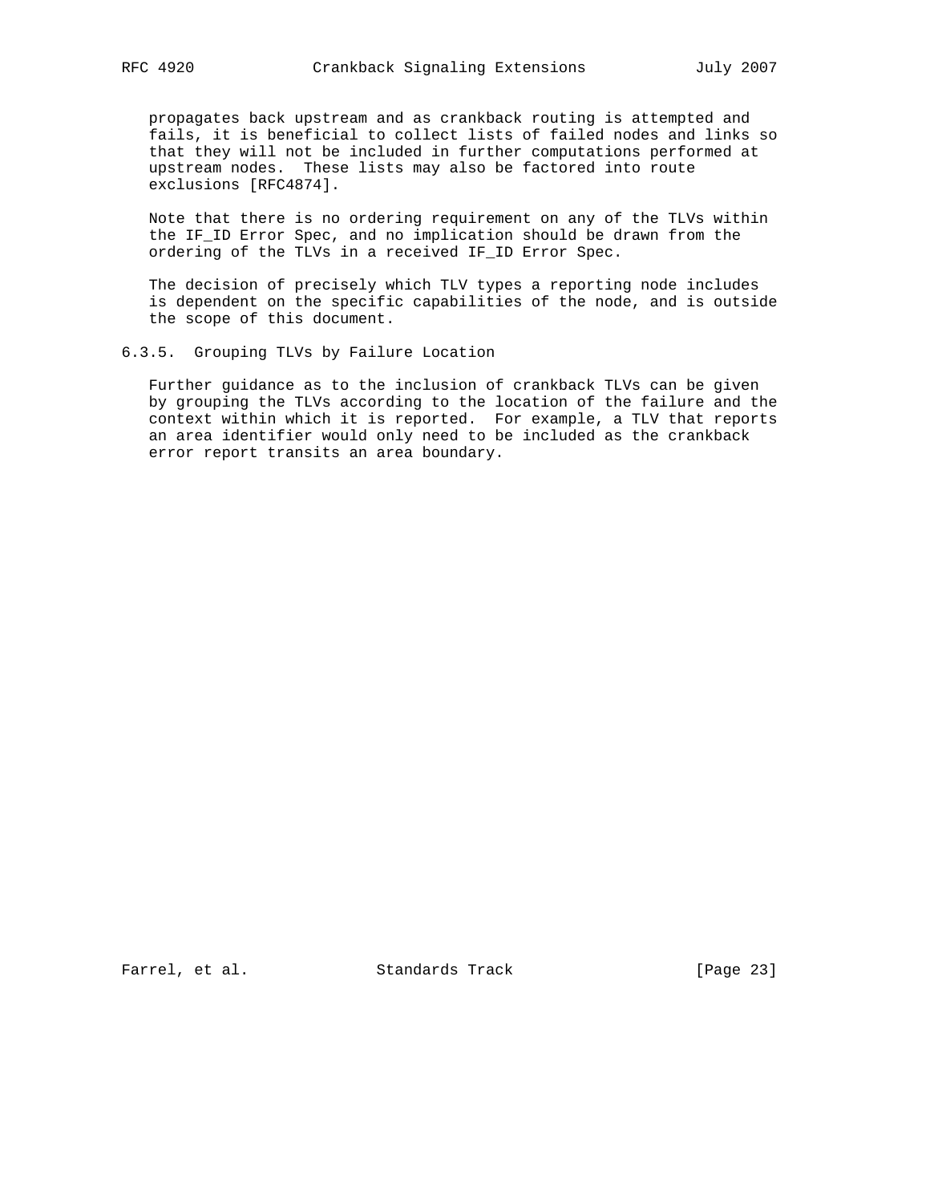propagates back upstream and as crankback routing is attempted and fails, it is beneficial to collect lists of failed nodes and links so that they will not be included in further computations performed at upstream nodes. These lists may also be factored into route exclusions [RFC4874].

Note that there is no ordering requirement on any of the TLVs within the IF_ID Error Spec, and no implication should be drawn from the ordering of the TLVs in a received IF_ID Error Spec.

The decision of precisely which TLV types a reporting node includes is dependent on the specific capabilities of the node, and is outside the scope of this document.

#### 6.3.5. Grouping TLVs by Failure Location

Further guidance as to the inclusion of crankback TLVs can be given by grouping the TLVs according to the location of the failure and the context within which it is reported. For example, a TLV that reports an area identifier would only need to be included as the crankback error report transits an area boundary.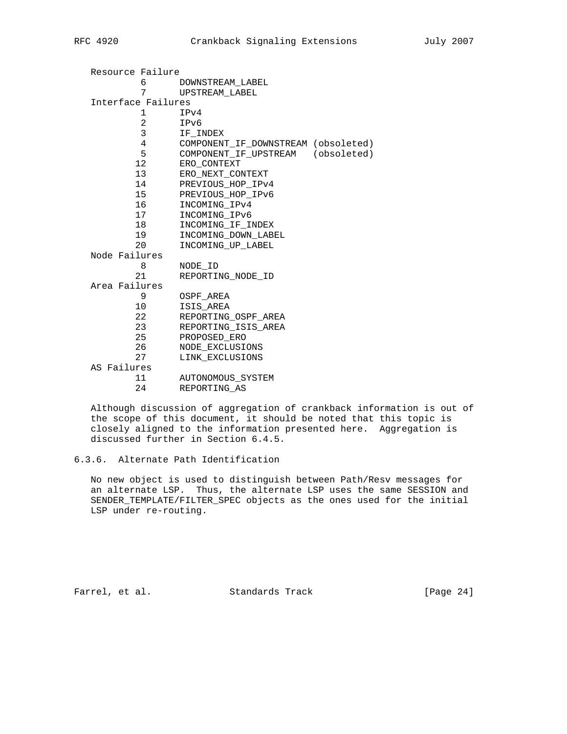```
   Resource Failure
           6      DOWNSTREAM_LABEL
           7      UPSTREAM_LABEL
   Interface Failures
           1      IPv4
           2      IPv6
           3      IF_INDEX
           4      COMPONENT_IF_DOWNSTREAM (obsoleted)
           5      COMPONENT_IF_UPSTREAM   (obsoleted)
          12      ERO_CONTEXT
          13      ERO_NEXT_CONTEXT
          14      PREVIOUS_HOP_IPv4
          15      PREVIOUS_HOP_IPv6
          16      INCOMING_IPv4
          17      INCOMING_IPv6
          18      INCOMING_IF_INDEX
          19      INCOMING_DOWN_LABEL
          20      INCOMING_UP_LABEL
   Node Failures
           8      NODE_ID
          21      REPORTING_NODE_ID
   Area Failures
           9      OSPF_AREA
          10      ISIS_AREA
          22      REPORTING_OSPF_AREA
          23      REPORTING_ISIS_AREA
          25      PROPOSED_ERO
          26      NODE_EXCLUSIONS
          27      LINK_EXCLUSIONS
   AS Failures
          11      AUTONOMOUS_SYSTEM
          24      REPORTING_AS
```

Although discussion of aggregation of crankback information is out of the scope of this document, it should be noted that this topic is closely aligned to the information presented here. Aggregation is discussed further in Section 6.4.5.

### 6.3.6. Alternate Path Identification

No new object is used to distinguish between Path/Resv messages for an alternate LSP. Thus, the alternate LSP uses the same SESSION and SENDER_TEMPLATE/FILTER_SPEC objects as the ones used for the initial LSP under re-routing.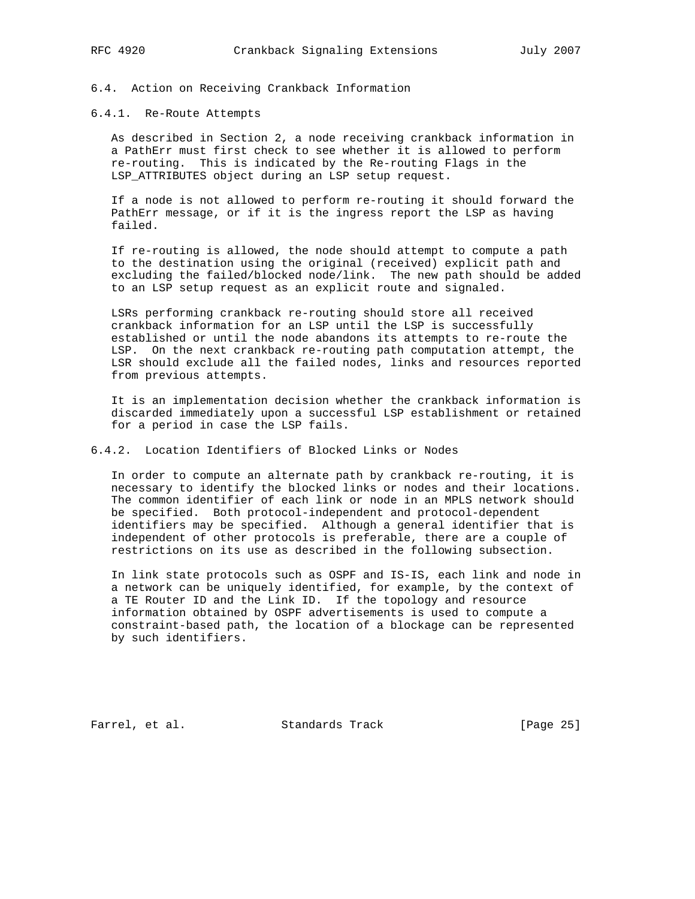### 6.4. Action on Receiving Crankback Information

#### 6.4.1. Re-Route Attempts

As described in Section 2, a node receiving crankback information in a PathErr must first check to see whether it is allowed to perform re-routing. This is indicated by the Re-routing Flags in the LSP_ATTRIBUTES object during an LSP setup request.

If a node is not allowed to perform re-routing it should forward the PathErr message, or if it is the ingress report the LSP as having failed.

If re-routing is allowed, the node should attempt to compute a path to the destination using the original (received) explicit path and excluding the failed/blocked node/link. The new path should be added to an LSP setup request as an explicit route and signaled.

LSRs performing crankback re-routing should store all received crankback information for an LSP until the LSP is successfully established or until the node abandons its attempts to re-route the LSP. On the next crankback re-routing path computation attempt, the LSR should exclude all the failed nodes, links and resources reported from previous attempts.

It is an implementation decision whether the crankback information is discarded immediately upon a successful LSP establishment or retained for a period in case the LSP fails.

#### 6.4.2. Location Identifiers of Blocked Links or Nodes

In order to compute an alternate path by crankback re-routing, it is necessary to identify the blocked links or nodes and their locations. The common identifier of each link or node in an MPLS network should be specified. Both protocol-independent and protocol-dependent identifiers may be specified. Although a general identifier that is independent of other protocols is preferable, there are a couple of restrictions on its use as described in the following subsection.

In link state protocols such as OSPF and IS-IS, each link and node in a network can be uniquely identified, for example, by the context of a TE Router ID and the Link ID. If the topology and resource information obtained by OSPF advertisements is used to compute a constraint-based path, the location of a blockage can be represented by such identifiers.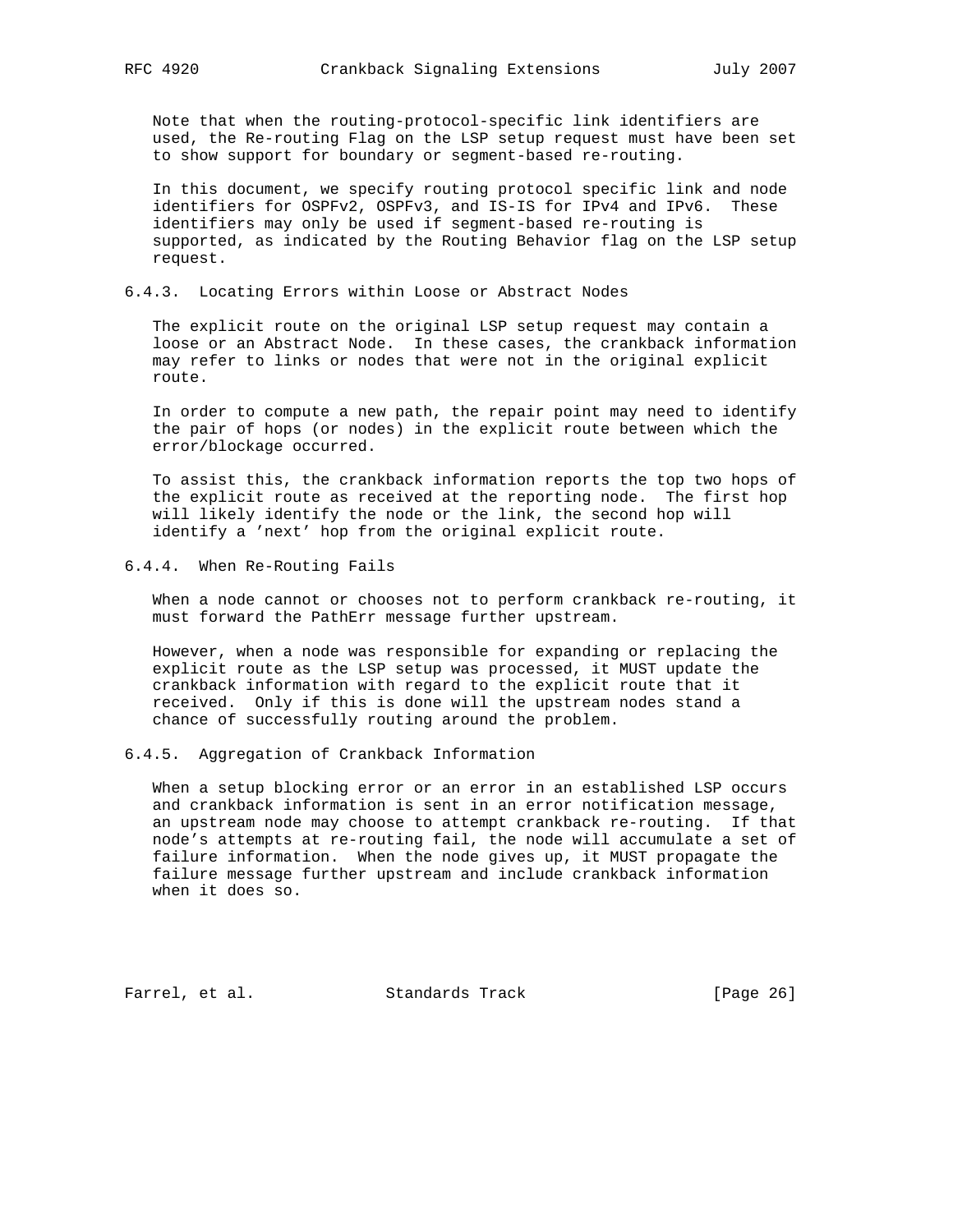Note that when the routing-protocol-specific link identifiers are used, the Re-routing Flag on the LSP setup request must have been set to show support for boundary or segment-based re-routing.

In this document, we specify routing protocol specific link and node identifiers for OSPFv2, OSPFv3, and IS-IS for IPv4 and IPv6. These identifiers may only be used if segment-based re-routing is supported, as indicated by the Routing Behavior flag on the LSP setup request.

### 6.4.3. Locating Errors within Loose or Abstract Nodes

The explicit route on the original LSP setup request may contain a loose or an Abstract Node. In these cases, the crankback information may refer to links or nodes that were not in the original explicit route.

In order to compute a new path, the repair point may need to identify the pair of hops (or nodes) in the explicit route between which the error/blockage occurred.

To assist this, the crankback information reports the top two hops of the explicit route as received at the reporting node. The first hop will likely identify the node or the link, the second hop will identify a 'next' hop from the original explicit route.

### 6.4.4. When Re-Routing Fails

When a node cannot or chooses not to perform crankback re-routing, it must forward the PathErr message further upstream.

However, when a node was responsible for expanding or replacing the explicit route as the LSP setup was processed, it MUST update the crankback information with regard to the explicit route that it received. Only if this is done will the upstream nodes stand a chance of successfully routing around the problem.

### 6.4.5. Aggregation of Crankback Information

When a setup blocking error or an error in an established LSP occurs and crankback information is sent in an error notification message, an upstream node may choose to attempt crankback re-routing. If that node's attempts at re-routing fail, the node will accumulate a set of failure information. When the node gives up, it MUST propagate the failure message further upstream and include crankback information when it does so.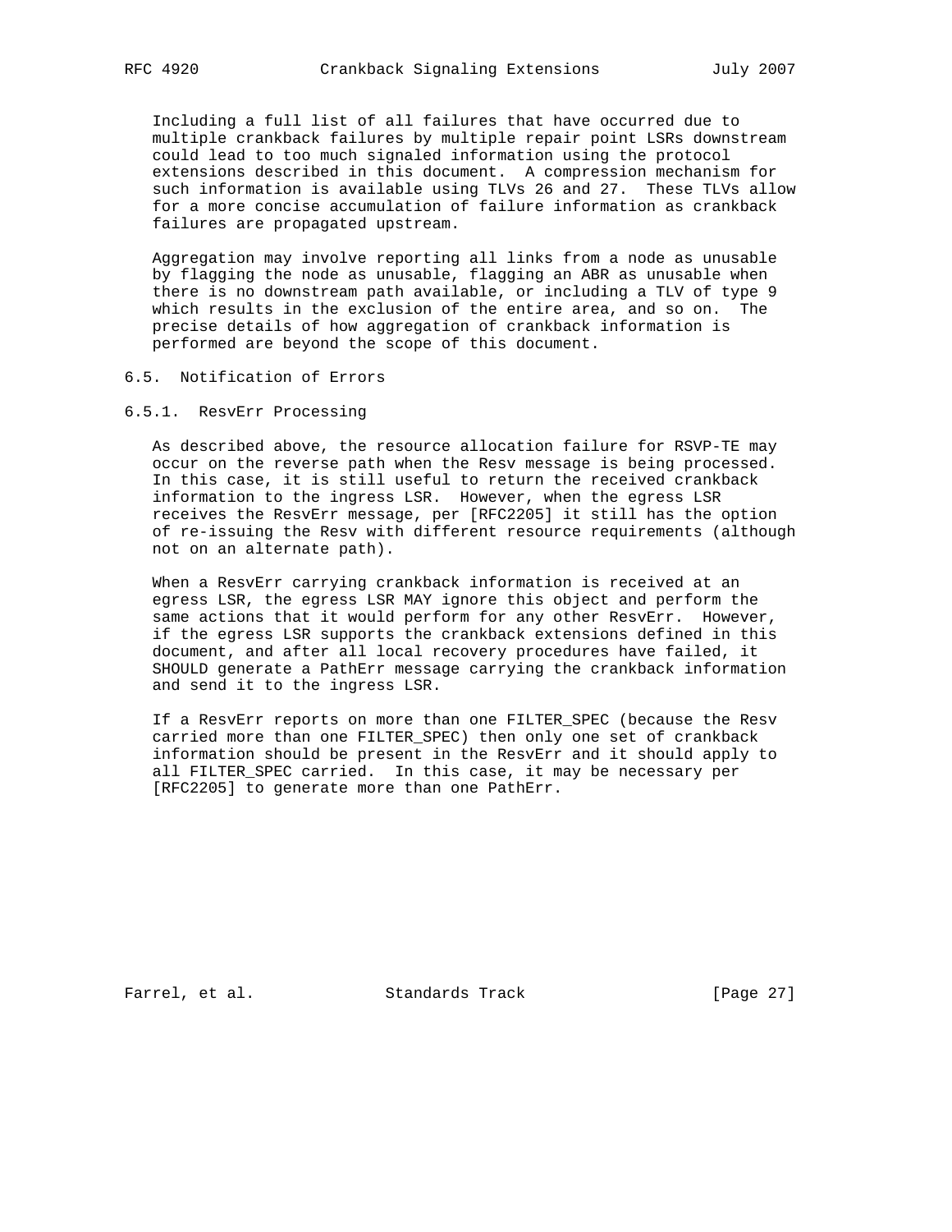Including a full list of all failures that have occurred due to multiple crankback failures by multiple repair point LSRs downstream could lead to too much signaled information using the protocol extensions described in this document. A compression mechanism for such information is available using TLVs 26 and 27. These TLVs allow for a more concise accumulation of failure information as crankback failures are propagated upstream.

Aggregation may involve reporting all links from a node as unusable by flagging the node as unusable, flagging an ABR as unusable when there is no downstream path available, or including a TLV of type 9 which results in the exclusion of the entire area, and so on. The precise details of how aggregation of crankback information is performed are beyond the scope of this document.

### 6.5. Notification of Errors

#### 6.5.1. ResvErr Processing

As described above, the resource allocation failure for RSVP-TE may occur on the reverse path when the Resv message is being processed. In this case, it is still useful to return the received crankback information to the ingress LSR. However, when the egress LSR receives the ResvErr message, per [RFC2205] it still has the option of re-issuing the Resv with different resource requirements (although not on an alternate path).

When a ResvErr carrying crankback information is received at an egress LSR, the egress LSR MAY ignore this object and perform the same actions that it would perform for any other ResvErr. However, if the egress LSR supports the crankback extensions defined in this document, and after all local recovery procedures have failed, it SHOULD generate a PathErr message carrying the crankback information and send it to the ingress LSR.

If a ResvErr reports on more than one FILTER_SPEC (because the Resv carried more than one FILTER_SPEC) then only one set of crankback information should be present in the ResvErr and it should apply to all FILTER_SPEC carried. In this case, it may be necessary per [RFC2205] to generate more than one PathErr.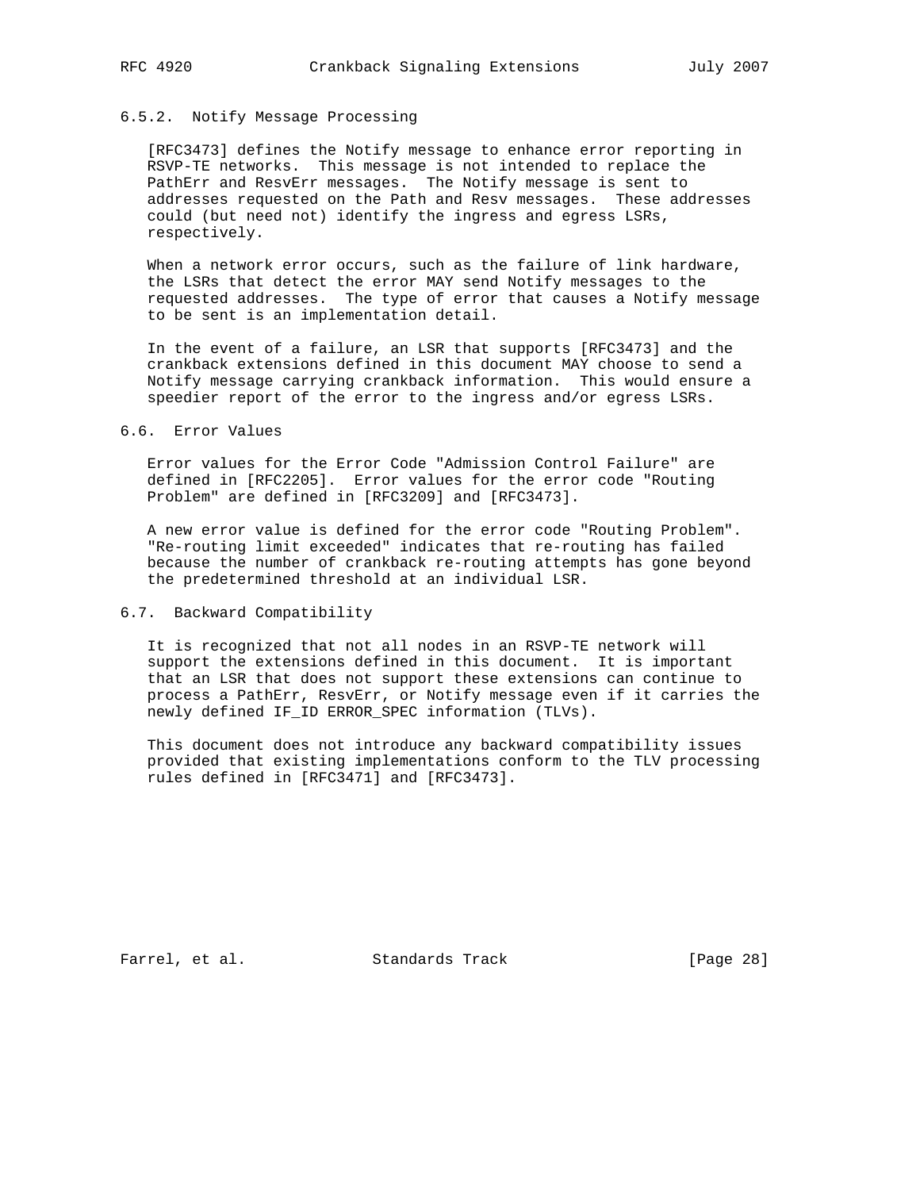### 6.5.2. Notify Message Processing

[RFC3473] defines the Notify message to enhance error reporting in RSVP-TE networks. This message is not intended to replace the PathErr and ResvErr messages. The Notify message is sent to addresses requested on the Path and Resv messages. These addresses could (but need not) identify the ingress and egress LSRs, respectively.

When a network error occurs, such as the failure of link hardware, the LSRs that detect the error MAY send Notify messages to the requested addresses. The type of error that causes a Notify message to be sent is an implementation detail.

In the event of a failure, an LSR that supports [RFC3473] and the crankback extensions defined in this document MAY choose to send a Notify message carrying crankback information. This would ensure a speedier report of the error to the ingress and/or egress LSRs.

## 6.6. Error Values

Error values for the Error Code "Admission Control Failure" are defined in [RFC2205]. Error values for the error code "Routing Problem" are defined in [RFC3209] and [RFC3473].

A new error value is defined for the error code "Routing Problem". "Re-routing limit exceeded" indicates that re-routing has failed because the number of crankback re-routing attempts has gone beyond the predetermined threshold at an individual LSR.

## 6.7. Backward Compatibility

It is recognized that not all nodes in an RSVP-TE network will support the extensions defined in this document. It is important that an LSR that does not support these extensions can continue to process a PathErr, ResvErr, or Notify message even if it carries the newly defined IF_ID ERROR_SPEC information (TLVs).

This document does not introduce any backward compatibility issues provided that existing implementations conform to the TLV processing rules defined in [RFC3471] and [RFC3473].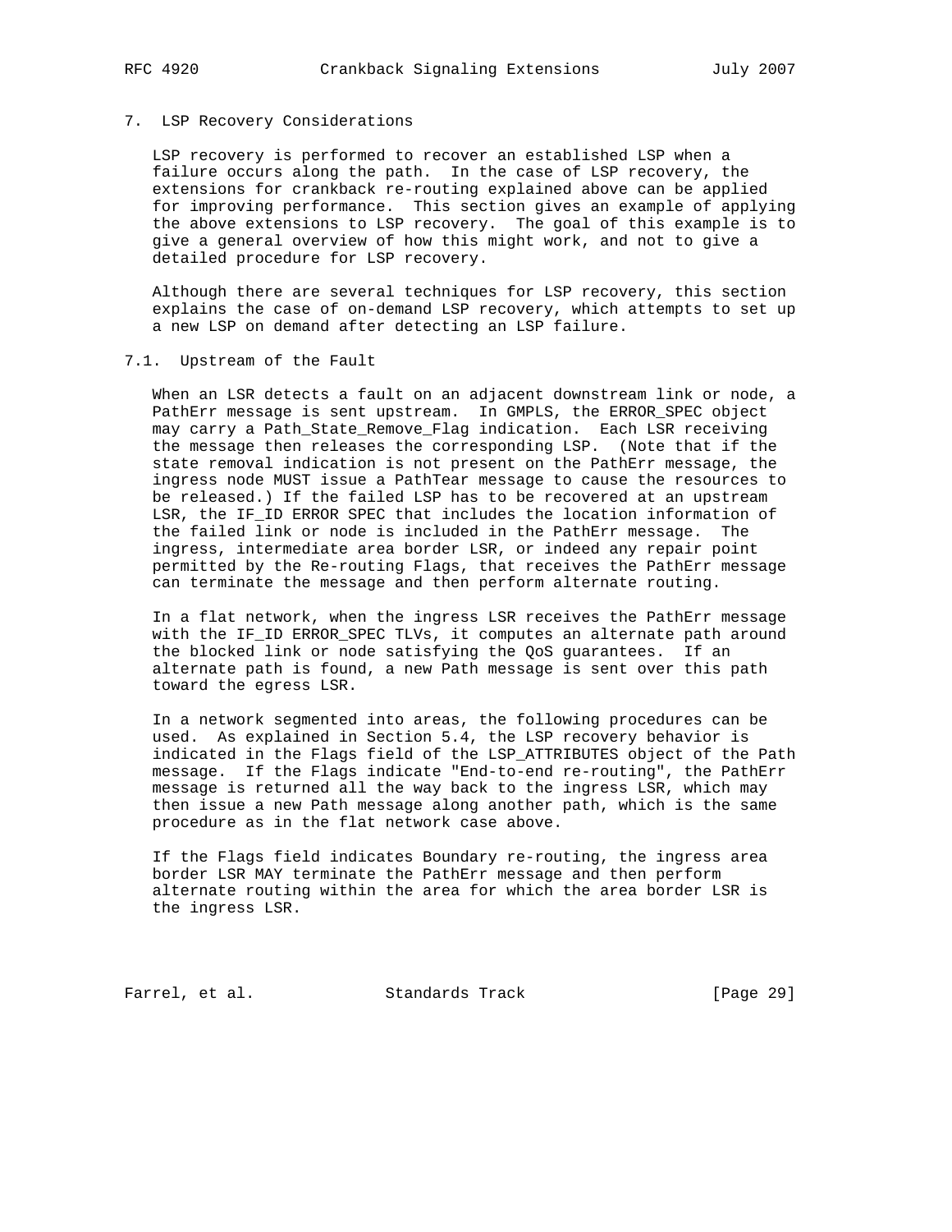## 7. LSP Recovery Considerations

LSP recovery is performed to recover an established LSP when a failure occurs along the path. In the case of LSP recovery, the extensions for crankback re-routing explained above can be applied for improving performance. This section gives an example of applying the above extensions to LSP recovery. The goal of this example is to give a general overview of how this might work, and not to give a detailed procedure for LSP recovery.

Although there are several techniques for LSP recovery, this section explains the case of on-demand LSP recovery, which attempts to set up a new LSP on demand after detecting an LSP failure.

### 7.1. Upstream of the Fault

When an LSR detects a fault on an adjacent downstream link or node, a PathErr message is sent upstream. In GMPLS, the ERROR_SPEC object may carry a Path_State_Remove_Flag indication. Each LSR receiving the message then releases the corresponding LSP. (Note that if the state removal indication is not present on the PathErr message, the ingress node MUST issue a PathTear message to cause the resources to be released.) If the failed LSP has to be recovered at an upstream LSR, the IF_ID ERROR SPEC that includes the location information of the failed link or node is included in the PathErr message. The ingress, intermediate area border LSR, or indeed any repair point permitted by the Re-routing Flags, that receives the PathErr message can terminate the message and then perform alternate routing.

In a flat network, when the ingress LSR receives the PathErr message with the IF_ID ERROR_SPEC TLVs, it computes an alternate path around the blocked link or node satisfying the QoS guarantees. If an alternate path is found, a new Path message is sent over this path toward the egress LSR.

In a network segmented into areas, the following procedures can be used. As explained in Section 5.4, the LSP recovery behavior is indicated in the Flags field of the LSP_ATTRIBUTES object of the Path message. If the Flags indicate "End-to-end re-routing", the PathErr message is returned all the way back to the ingress LSR, which may then issue a new Path message along another path, which is the same procedure as in the flat network case above.

If the Flags field indicates Boundary re-routing, the ingress area border LSR MAY terminate the PathErr message and then perform alternate routing within the area for which the area border LSR is the ingress LSR.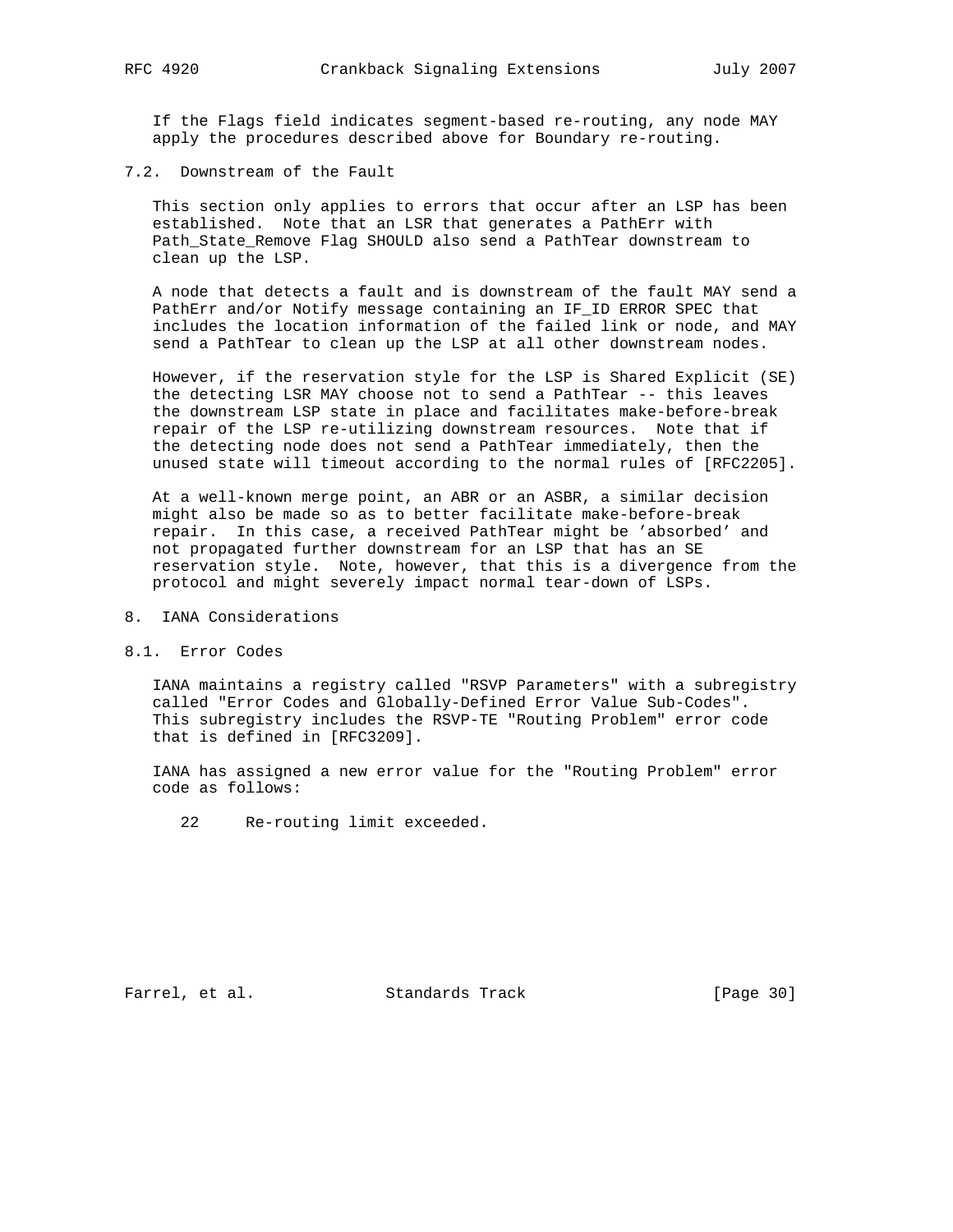If the Flags field indicates segment-based re-routing, any node MAY apply the procedures described above for Boundary re-routing.

### 7.2. Downstream of the Fault

This section only applies to errors that occur after an LSP has been established. Note that an LSR that generates a PathErr with Path_State_Remove Flag SHOULD also send a PathTear downstream to clean up the LSP.

A node that detects a fault and is downstream of the fault MAY send a PathErr and/or Notify message containing an IF_ID ERROR SPEC that includes the location information of the failed link or node, and MAY send a PathTear to clean up the LSP at all other downstream nodes.

However, if the reservation style for the LSP is Shared Explicit (SE) the detecting LSR MAY choose not to send a PathTear -- this leaves the downstream LSP state in place and facilitates make-before-break repair of the LSP re-utilizing downstream resources. Note that if the detecting node does not send a PathTear immediately, then the unused state will timeout according to the normal rules of [RFC2205].

At a well-known merge point, an ABR or an ASBR, a similar decision might also be made so as to better facilitate make-before-break repair. In this case, a received PathTear might be 'absorbed' and not propagated further downstream for an LSP that has an SE reservation style. Note, however, that this is a divergence from the protocol and might severely impact normal tear-down of LSPs.

## 8. IANA Considerations

### 8.1. Error Codes

IANA maintains a registry called "RSVP Parameters" with a subregistry called "Error Codes and Globally-Defined Error Value Sub-Codes". This subregistry includes the RSVP-TE "Routing Problem" error code that is defined in [RFC3209].

IANA has assigned a new error value for the "Routing Problem" error code as follows:

```
   22     Re-routing limit exceeded.
```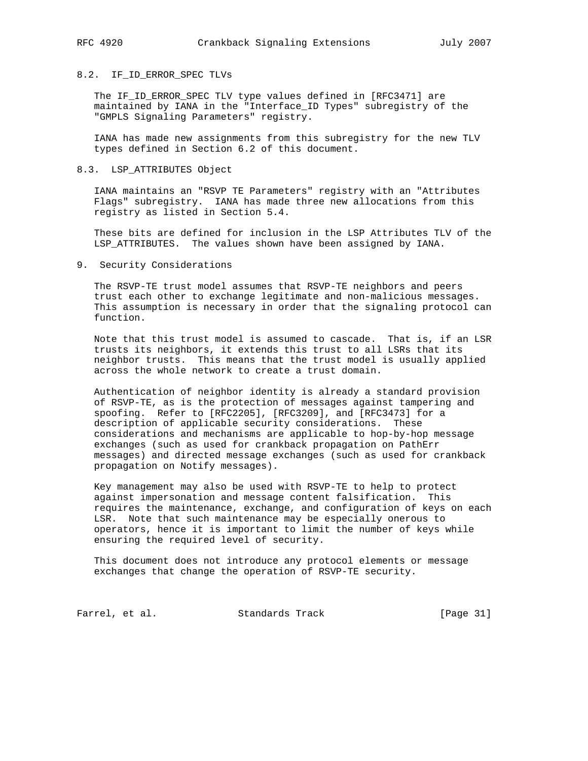### 8.2. IF_ID_ERROR_SPEC TLVs

The IF_ID_ERROR_SPEC TLV type values defined in [RFC3471] are maintained by IANA in the "Interface_ID Types" subregistry of the "GMPLS Signaling Parameters" registry.

IANA has made new assignments from this subregistry for the new TLV types defined in Section 6.2 of this document.

### 8.3. LSP_ATTRIBUTES Object

IANA maintains an "RSVP TE Parameters" registry with an "Attributes Flags" subregistry. IANA has made three new allocations from this registry as listed in Section 5.4.

These bits are defined for inclusion in the LSP Attributes TLV of the LSP_ATTRIBUTES. The values shown have been assigned by IANA.

## 9. Security Considerations

The RSVP-TE trust model assumes that RSVP-TE neighbors and peers trust each other to exchange legitimate and non-malicious messages. This assumption is necessary in order that the signaling protocol can function.

Note that this trust model is assumed to cascade. That is, if an LSR trusts its neighbors, it extends this trust to all LSRs that its neighbor trusts. This means that the trust model is usually applied across the whole network to create a trust domain.

Authentication of neighbor identity is already a standard provision of RSVP-TE, as is the protection of messages against tampering and spoofing. Refer to [RFC2205], [RFC3209], and [RFC3473] for a description of applicable security considerations. These considerations and mechanisms are applicable to hop-by-hop message exchanges (such as used for crankback propagation on PathErr messages) and directed message exchanges (such as used for crankback propagation on Notify messages).

Key management may also be used with RSVP-TE to help to protect against impersonation and message content falsification. This requires the maintenance, exchange, and configuration of keys on each LSR. Note that such maintenance may be especially onerous to operators, hence it is important to limit the number of keys while ensuring the required level of security.

This document does not introduce any protocol elements or message exchanges that change the operation of RSVP-TE security.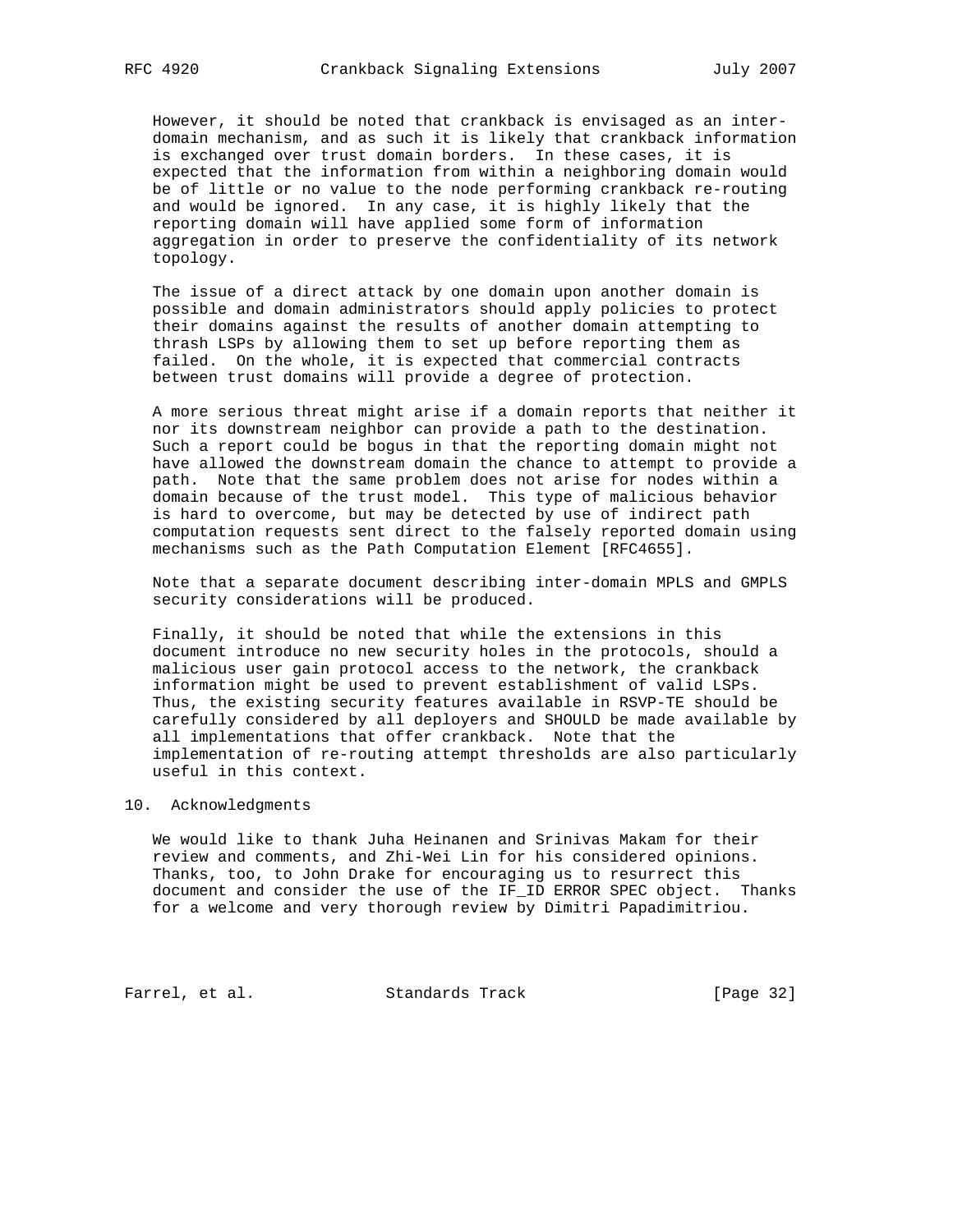However, it should be noted that crankback is envisaged as an inter-domain mechanism, and as such it is likely that crankback information is exchanged over trust domain borders. In these cases, it is expected that the information from within a neighboring domain would be of little or no value to the node performing crankback re-routing and would be ignored. In any case, it is highly likely that the reporting domain will have applied some form of information aggregation in order to preserve the confidentiality of its network topology.

The issue of a direct attack by one domain upon another domain is possible and domain administrators should apply policies to protect their domains against the results of another domain attempting to thrash LSPs by allowing them to set up before reporting them as failed. On the whole, it is expected that commercial contracts between trust domains will provide a degree of protection.

A more serious threat might arise if a domain reports that neither it nor its downstream neighbor can provide a path to the destination. Such a report could be bogus in that the reporting domain might not have allowed the downstream domain the chance to attempt to provide a path. Note that the same problem does not arise for nodes within a domain because of the trust model. This type of malicious behavior is hard to overcome, but may be detected by use of indirect path computation requests sent direct to the falsely reported domain using mechanisms such as the Path Computation Element [RFC4655].

Note that a separate document describing inter-domain MPLS and GMPLS security considerations will be produced.

Finally, it should be noted that while the extensions in this document introduce no new security holes in the protocols, should a malicious user gain protocol access to the network, the crankback information might be used to prevent establishment of valid LSPs. Thus, the existing security features available in RSVP-TE should be carefully considered by all deployers and SHOULD be made available by all implementations that offer crankback. Note that the implementation of re-routing attempt thresholds are also particularly useful in this context.

## 10. Acknowledgments

We would like to thank Juha Heinanen and Srinivas Makam for their review and comments, and Zhi-Wei Lin for his considered opinions. Thanks, too, to John Drake for encouraging us to resurrect this document and consider the use of the IF_ID ERROR SPEC object. Thanks for a welcome and very thorough review by Dimitri Papadimitriou.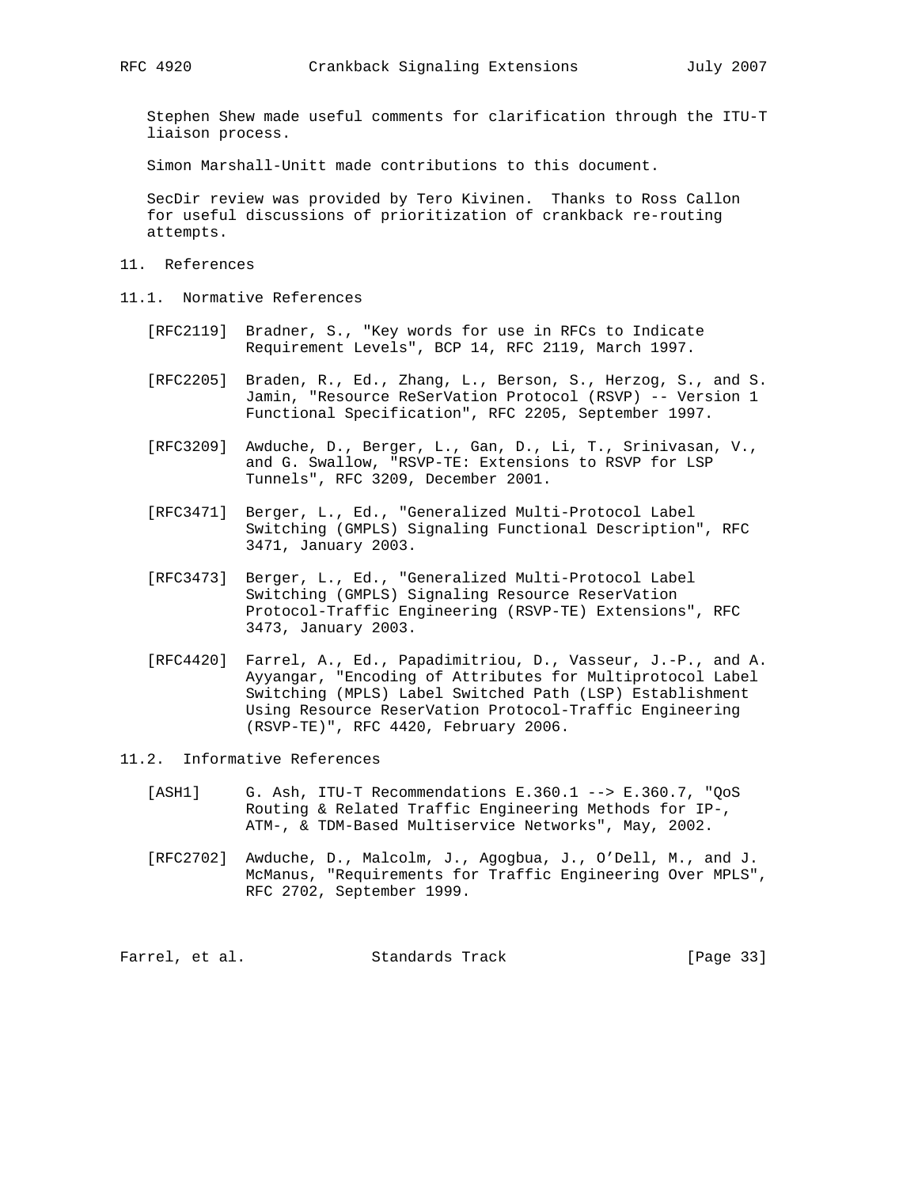Stephen Shew made useful comments for clarification through the ITU-T liaison process.

Simon Marshall-Unitt made contributions to this document.

SecDir review was provided by Tero Kivinen. Thanks to Ross Callon for useful discussions of prioritization of crankback re-routing attempts.

## 11. References

### 11.1. Normative References

[RFC2119] Bradner, S., "Key words for use in RFCs to Indicate Requirement Levels", BCP 14, RFC 2119, March 1997.

[RFC2205] Braden, R., Ed., Zhang, L., Berson, S., Herzog, S., and S. Jamin, "Resource ReSerVation Protocol (RSVP) -- Version 1 Functional Specification", RFC 2205, September 1997.

[RFC3209] Awduche, D., Berger, L., Gan, D., Li, T., Srinivasan, V., and G. Swallow, "RSVP-TE: Extensions to RSVP for LSP Tunnels", RFC 3209, December 2001.

[RFC3471] Berger, L., Ed., "Generalized Multi-Protocol Label Switching (GMPLS) Signaling Functional Description", RFC 3471, January 2003.

[RFC3473] Berger, L., Ed., "Generalized Multi-Protocol Label Switching (GMPLS) Signaling Resource ReserVation Protocol-Traffic Engineering (RSVP-TE) Extensions", RFC 3473, January 2003.

[RFC4420] Farrel, A., Ed., Papadimitriou, D., Vasseur, J.-P., and A. Ayyangar, "Encoding of Attributes for Multiprotocol Label Switching (MPLS) Label Switched Path (LSP) Establishment Using Resource ReserVation Protocol-Traffic Engineering (RSVP-TE)", RFC 4420, February 2006.

### 11.2. Informative References

[ASH1] G. Ash, ITU-T Recommendations E.360.1 --> E.360.7, "QoS Routing & Related Traffic Engineering Methods for IP-, ATM-, & TDM-Based Multiservice Networks", May, 2002.

[RFC2702] Awduche, D., Malcolm, J., Agogbua, J., O'Dell, M., and J. McManus, "Requirements for Traffic Engineering Over MPLS", RFC 2702, September 1999.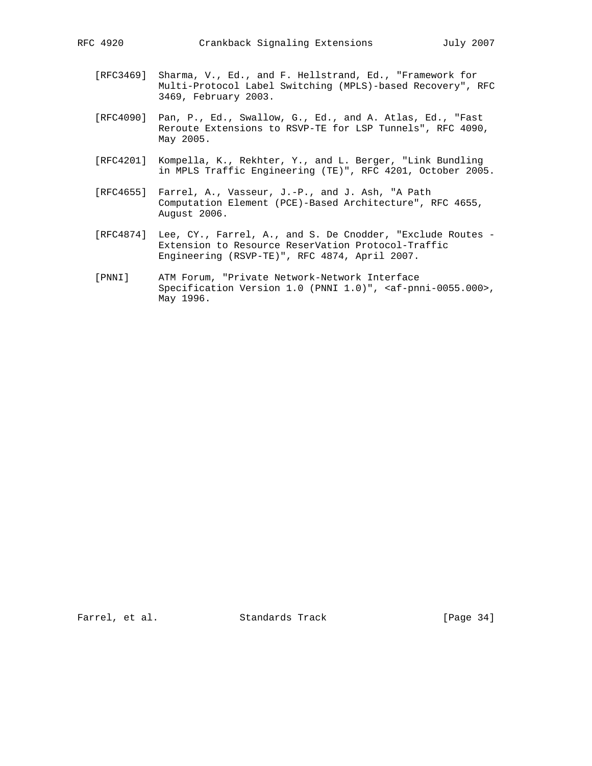[RFC3469] Sharma, V., Ed., and F. Hellstrand, Ed., "Framework for Multi-Protocol Label Switching (MPLS)-based Recovery", RFC 3469, February 2003.

[RFC4090] Pan, P., Ed., Swallow, G., Ed., and A. Atlas, Ed., "Fast Reroute Extensions to RSVP-TE for LSP Tunnels", RFC 4090, May 2005.

[RFC4201] Kompella, K., Rekhter, Y., and L. Berger, "Link Bundling in MPLS Traffic Engineering (TE)", RFC 4201, October 2005.

[RFC4655] Farrel, A., Vasseur, J.-P., and J. Ash, "A Path Computation Element (PCE)-Based Architecture", RFC 4655, August 2006.

[RFC4874] Lee, CY., Farrel, A., and S. De Cnodder, "Exclude Routes - Extension to Resource ReserVation Protocol-Traffic Engineering (RSVP-TE)", RFC 4874, April 2007.

[PNNI] ATM Forum, "Private Network-Network Interface Specification Version 1.0 (PNNI 1.0)", <af-pnni-0055.000>, May 1996.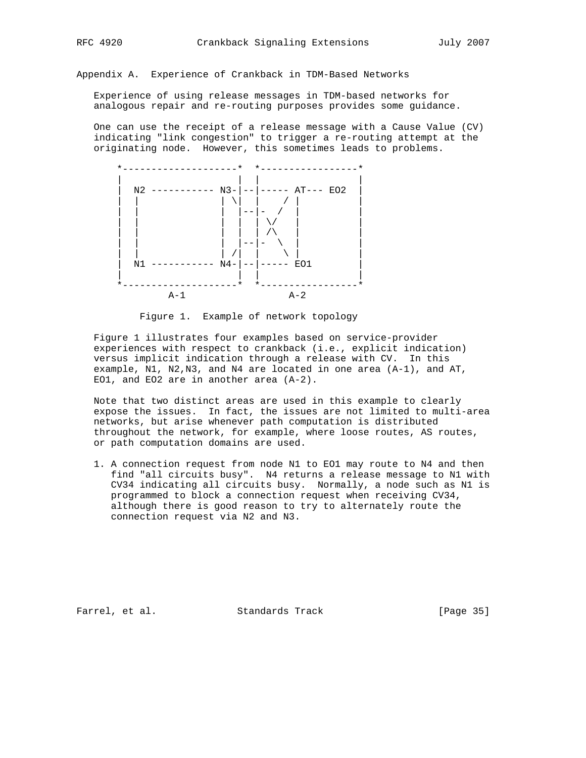## Appendix A. Experience of Crankback in TDM-Based Networks

Experience of using release messages in TDM-based networks for analogous repair and re-routing purposes provides some guidance.

One can use the receipt of a release message with a Cause Value (CV) indicating "link congestion" to trigger a re-routing attempt at the originating node. However, this sometimes leads to problems.

```
      *--------------------*  *-----------------*
      |                    |  |                 |
      |  N2 ----------- N3-|--|----- AT--- EO2  |
      |  |              | \|  |    / |          |
      |  |              |  |--|-  /  |          |
      |  |              |  |  | \/   |          |
      |  |              |  |  | /\   |          |
      |  |              |  |--|-  \  |          |
      |  |              | /|  |    \ |          |
      |  N1 ----------- N4-|--|----- EO1        |
      |                    |  |                 |
      *--------------------*  *-----------------*
               A-1                   A-2
```

Figure 1. Example of network topology

Figure 1 illustrates four examples based on service-provider experiences with respect to crankback (i.e., explicit indication) versus implicit indication through a release with CV. In this example, N1, N2,N3, and N4 are located in one area (A-1), and AT, EO1, and EO2 are in another area (A-2).

Note that two distinct areas are used in this example to clearly expose the issues. In fact, the issues are not limited to multi-area networks, but arise whenever path computation is distributed throughout the network, for example, where loose routes, AS routes, or path computation domains are used.

1. A connection request from node N1 to EO1 may route to N4 and then find "all circuits busy". N4 returns a release message to N1 with CV34 indicating all circuits busy. Normally, a node such as N1 is programmed to block a connection request when receiving CV34, although there is good reason to try to alternately route the connection request via N2 and N3.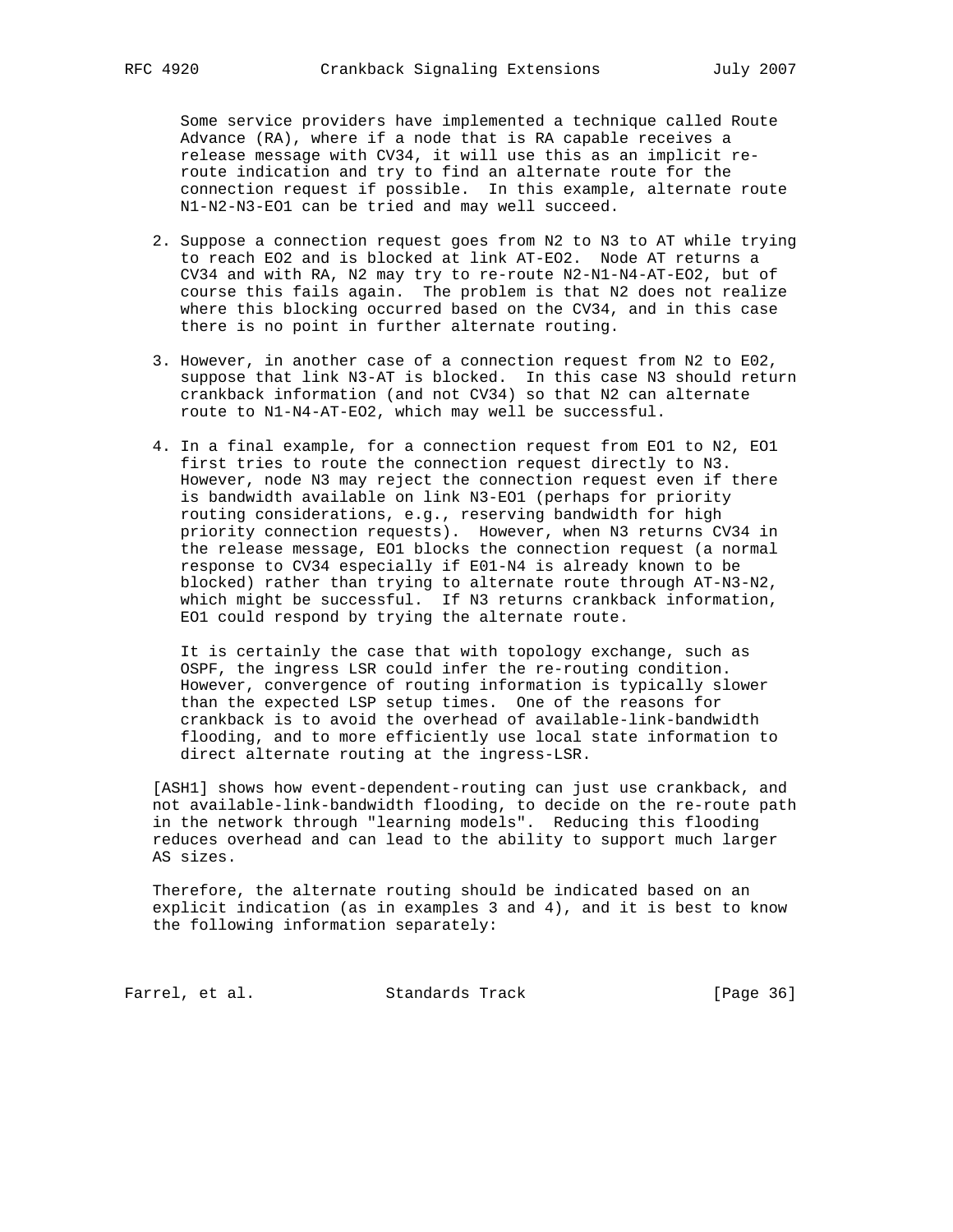Some service providers have implemented a technique called Route Advance (RA), where if a node that is RA capable receives a release message with CV34, it will use this as an implicit re-route indication and try to find an alternate route for the connection request if possible. In this example, alternate route N1-N2-N3-EO1 can be tried and may well succeed.

2. Suppose a connection request goes from N2 to N3 to AT while trying to reach EO2 and is blocked at link AT-EO2. Node AT returns a CV34 and with RA, N2 may try to re-route N2-N1-N4-AT-EO2, but of course this fails again. The problem is that N2 does not realize where this blocking occurred based on the CV34, and in this case there is no point in further alternate routing.

3. However, in another case of a connection request from N2 to E02, suppose that link N3-AT is blocked. In this case N3 should return crankback information (and not CV34) so that N2 can alternate route to N1-N4-AT-EO2, which may well be successful.

4. In a final example, for a connection request from EO1 to N2, EO1 first tries to route the connection request directly to N3. However, node N3 may reject the connection request even if there is bandwidth available on link N3-EO1 (perhaps for priority routing considerations, e.g., reserving bandwidth for high priority connection requests). However, when N3 returns CV34 in the release message, EO1 blocks the connection request (a normal response to CV34 especially if E01-N4 is already known to be blocked) rather than trying to alternate route through AT-N3-N2, which might be successful. If N3 returns crankback information, EO1 could respond by trying the alternate route.

   It is certainly the case that with topology exchange, such as OSPF, the ingress LSR could infer the re-routing condition. However, convergence of routing information is typically slower than the expected LSP setup times. One of the reasons for crankback is to avoid the overhead of available-link-bandwidth flooding, and to more efficiently use local state information to direct alternate routing at the ingress-LSR.

[ASH1] shows how event-dependent-routing can just use crankback, and not available-link-bandwidth flooding, to decide on the re-route path in the network through "learning models". Reducing this flooding reduces overhead and can lead to the ability to support much larger AS sizes.

Therefore, the alternate routing should be indicated based on an explicit indication (as in examples 3 and 4), and it is best to know the following information separately: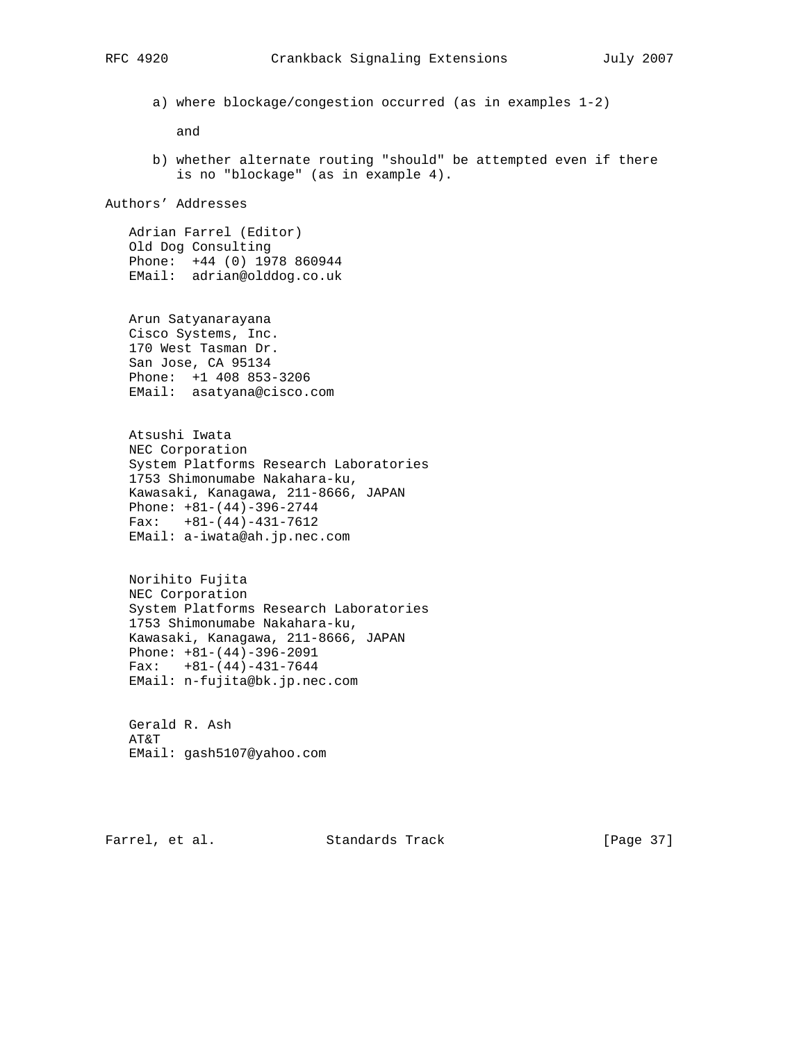a) where blockage/congestion occurred (as in examples 1-2)

   and

b) whether alternate routing "should" be attempted even if there is no "blockage" (as in example 4).

## Authors' Addresses

Adrian Farrel (Editor)
Old Dog Consulting
Phone: +44 (0) 1978 860944
EMail: adrian@olddog.co.uk

Arun Satyanarayana
Cisco Systems, Inc.
170 West Tasman Dr.
San Jose, CA 95134
Phone: +1 408 853-3206
EMail: asatyana@cisco.com

Atsushi Iwata
NEC Corporation
System Platforms Research Laboratories
1753 Shimonumabe Nakahara-ku,
Kawasaki, Kanagawa, 211-8666, JAPAN
Phone: +81-(44)-396-2744
Fax: +81-(44)-431-7612
EMail: a-iwata@ah.jp.nec.com

Norihito Fujita
NEC Corporation
System Platforms Research Laboratories
1753 Shimonumabe Nakahara-ku,
Kawasaki, Kanagawa, 211-8666, JAPAN
Phone: +81-(44)-396-2091
Fax: +81-(44)-431-7644
EMail: n-fujita@bk.jp.nec.com

Gerald R. Ash
AT&T
EMail: gash5107@yahoo.com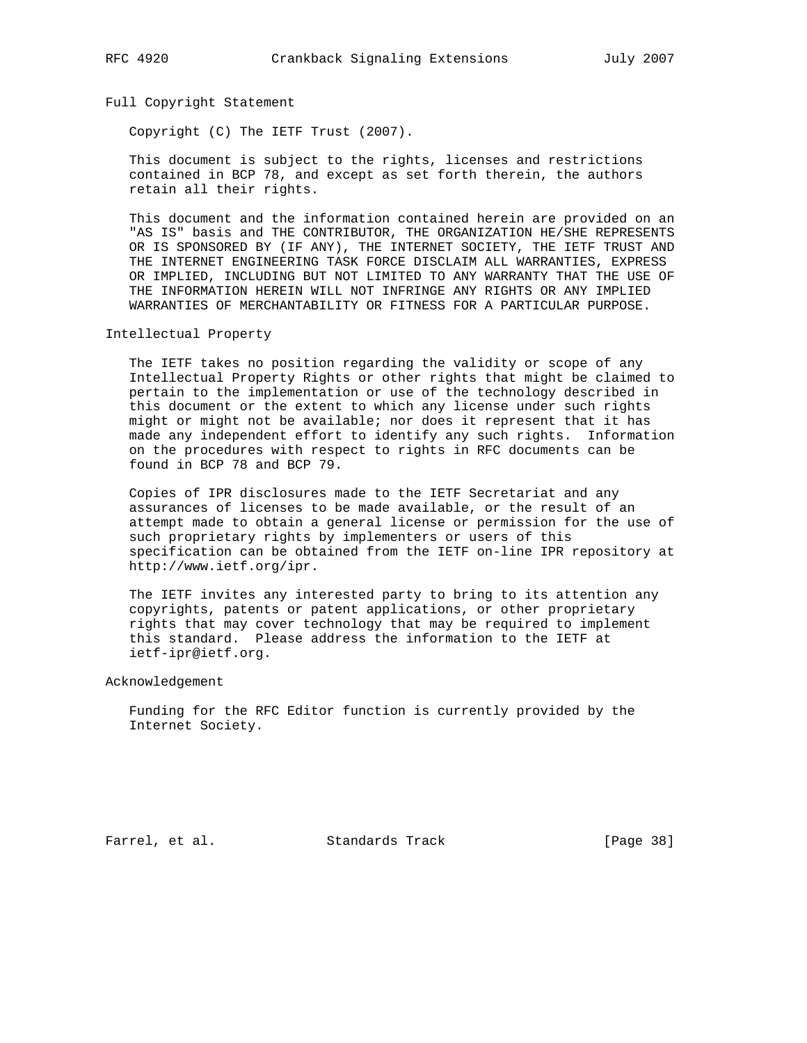## Full Copyright Statement

Copyright (C) The IETF Trust (2007).

This document is subject to the rights, licenses and restrictions contained in BCP 78, and except as set forth therein, the authors retain all their rights.

This document and the information contained herein are provided on an "AS IS" basis and THE CONTRIBUTOR, THE ORGANIZATION HE/SHE REPRESENTS OR IS SPONSORED BY (IF ANY), THE INTERNET SOCIETY, THE IETF TRUST AND THE INTERNET ENGINEERING TASK FORCE DISCLAIM ALL WARRANTIES, EXPRESS OR IMPLIED, INCLUDING BUT NOT LIMITED TO ANY WARRANTY THAT THE USE OF THE INFORMATION HEREIN WILL NOT INFRINGE ANY RIGHTS OR ANY IMPLIED WARRANTIES OF MERCHANTABILITY OR FITNESS FOR A PARTICULAR PURPOSE.

## Intellectual Property

The IETF takes no position regarding the validity or scope of any Intellectual Property Rights or other rights that might be claimed to pertain to the implementation or use of the technology described in this document or the extent to which any license under such rights might or might not be available; nor does it represent that it has made any independent effort to identify any such rights. Information on the procedures with respect to rights in RFC documents can be found in BCP 78 and BCP 79.

Copies of IPR disclosures made to the IETF Secretariat and any assurances of licenses to be made available, or the result of an attempt made to obtain a general license or permission for the use of such proprietary rights by implementers or users of this specification can be obtained from the IETF on-line IPR repository at http://www.ietf.org/ipr.

The IETF invites any interested party to bring to its attention any copyrights, patents or patent applications, or other proprietary rights that may cover technology that may be required to implement this standard. Please address the information to the IETF at ietf-ipr@ietf.org.

## Acknowledgement

Funding for the RFC Editor function is currently provided by the Internet Society.